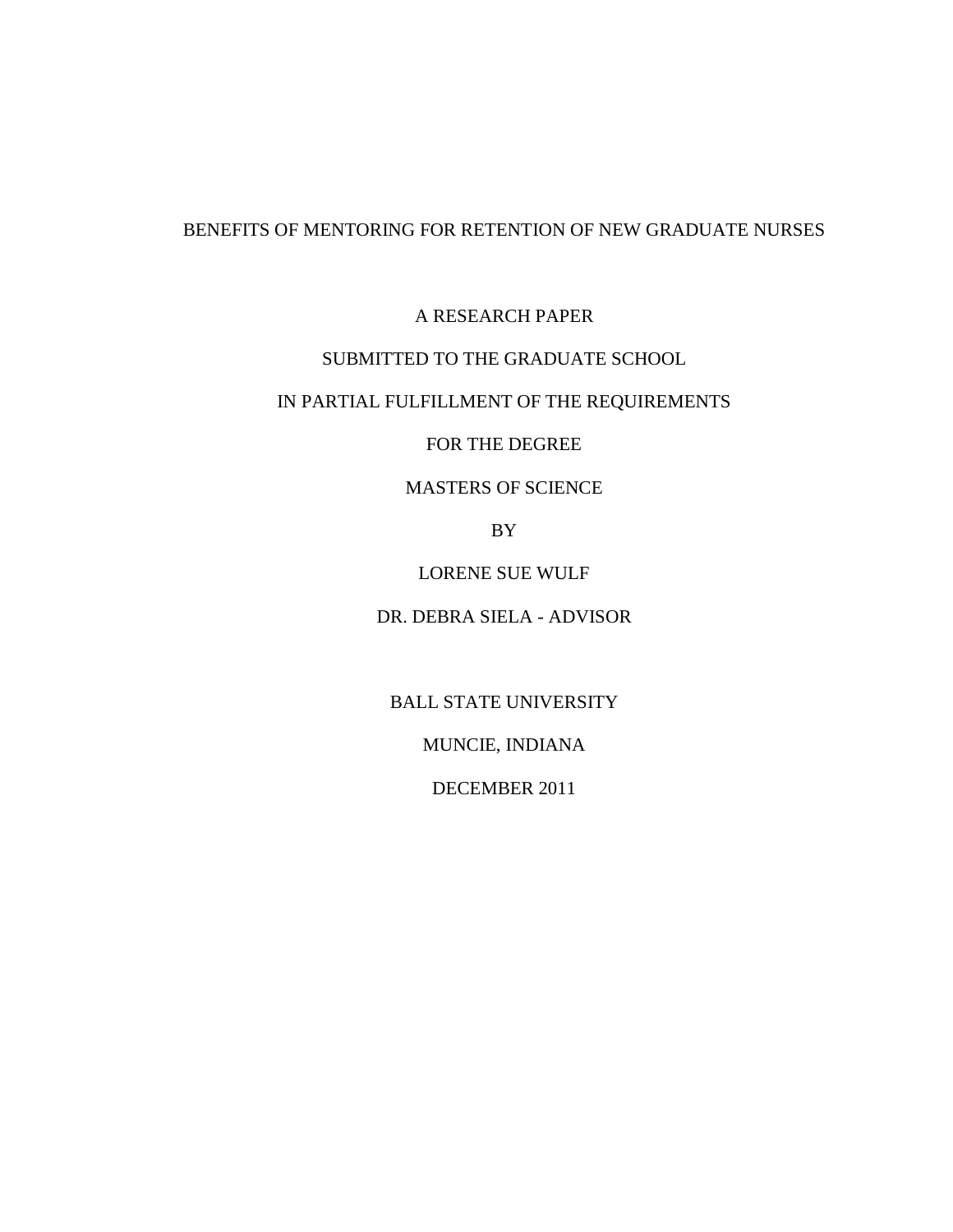# BENEFITS OF MENTORING FOR RETENTION OF NEW GRADUATE NURSES

A RESEARCH PAPER

SUBMITTED TO THE GRADUATE SCHOOL

IN PARTIAL FULFILLMENT OF THE REQUIREMENTS

FOR THE DEGREE

MASTERS OF SCIENCE

BY

LORENE SUE WULF

DR. DEBRA SIELA - ADVISOR

BALL STATE UNIVERSITY

MUNCIE, INDIANA

DECEMBER 2011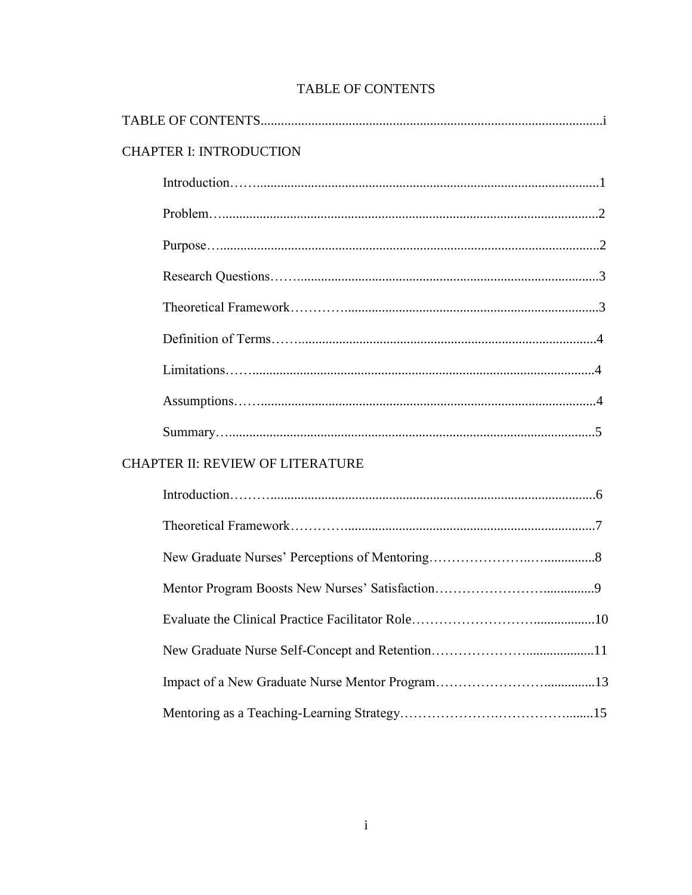# TABLE OF CONTENTS

TABLE OF CONTENTS....................................................................................................i

CHAPTER I: INTRODUCTION

- Introduction…….....................................................................................................1
- Problem…..............................................................................................................2
- Purpose…..............................................................................................................2
- Research Questions……........................................................................................3
- Theoretical Framework………...........................................................................3
- Definition of Terms……........................................................................................4
- Limitations……......................................................................................................4
- Assumptions……...................................................................................................4
- Summary…............................................................................................................5

CHAPTER II: REVIEW OF LITERATURE

- Introduction………...............................................................................................6
- Theoretical Framework………...........................................................................7
- New Graduate Nurses' Perceptions of Mentoring…………………..…..............8
- Mentor Program Boosts New Nurses' Satisfaction……………………..............9
- Evaluate the Clinical Practice Facilitator Role……………………….................10
- New Graduate Nurse Self-Concept and Retention…………………...................11
- Impact of a New Graduate Nurse Mentor Program……………………..............13
- Mentoring as a Teaching-Learning Strategy…………………..………………........15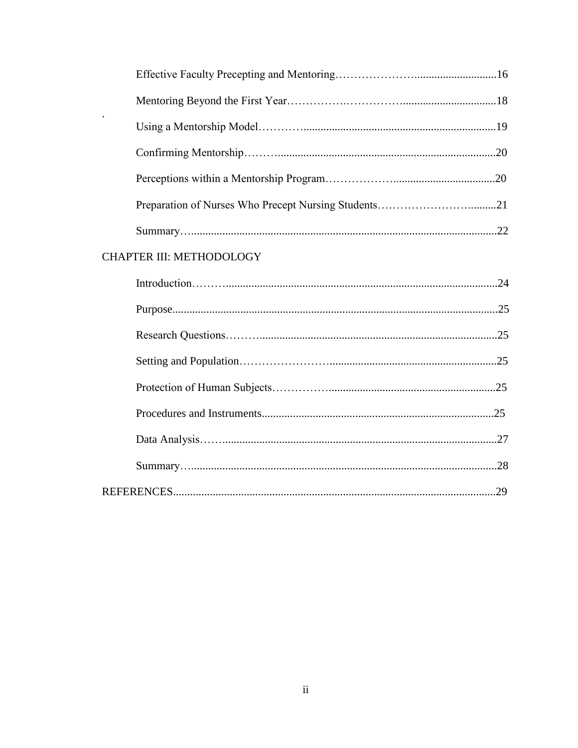Effective Faculty Precepting and Mentoring……………………............................16

Mentoring Beyond the First Year…………….…………….................................18

.

Using a Mentorship Model…………....................................................................19

Confirming Mentorship…….…...........................................................................20

Perceptions within a Mentorship Program………………...................................20

Preparation of Nurses Who Precept Nursing Students…………………….........21

Summary…..........................................................................................................22

CHAPTER III: METHODOLOGY

Introduction………..............................................................................................24

Purpose..................................................................................................................25

Research Questions………...................................................................................25

Setting and Population………………….............................................................25

Protection of Human Subjects…………............................................................25

Procedures and Instruments.................................................................................25

Data Analysis…….................................................................................................27

Summary….............................................................................................................28

REFERENCES..................................................................................................................29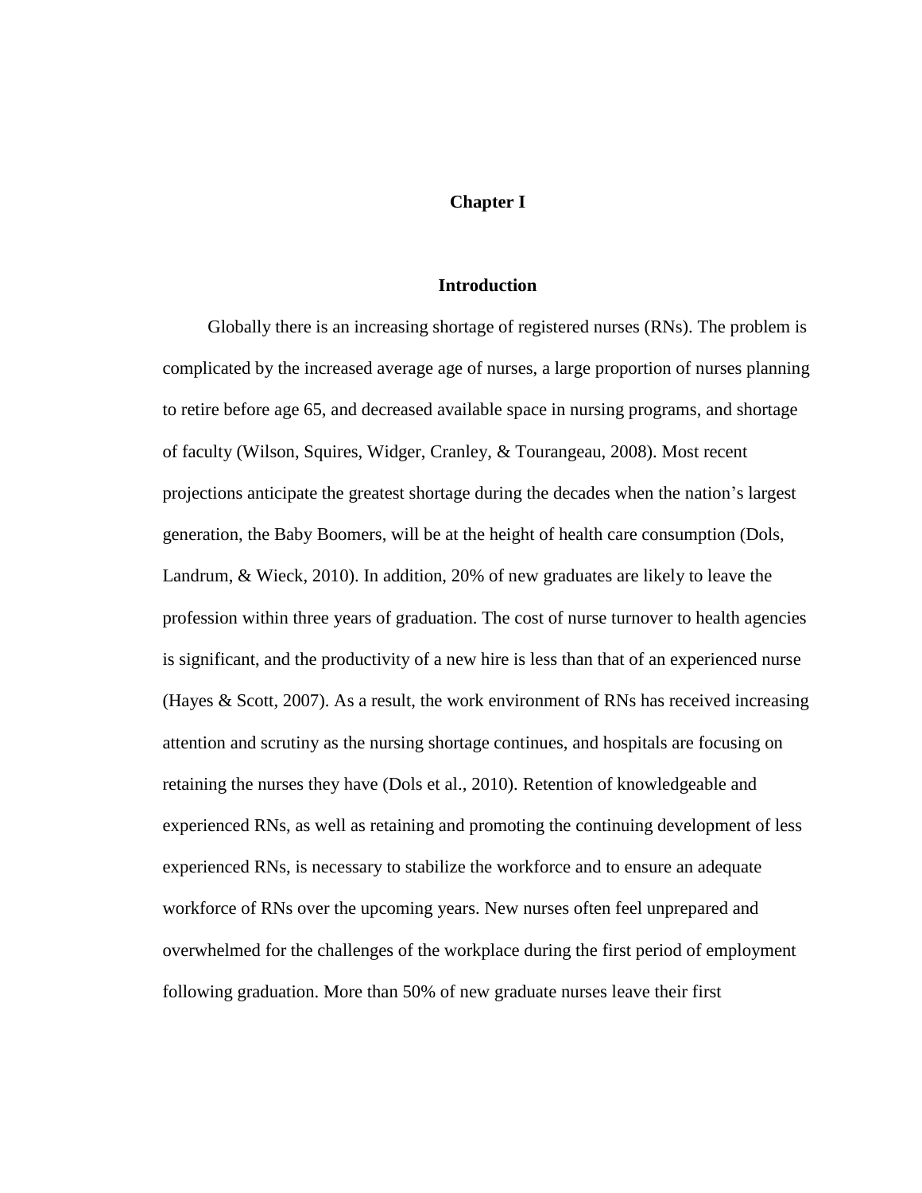# Chapter I

## Introduction

Globally there is an increasing shortage of registered nurses (RNs). The problem is complicated by the increased average age of nurses, a large proportion of nurses planning to retire before age 65, and decreased available space in nursing programs, and shortage of faculty (Wilson, Squires, Widger, Cranley, & Tourangeau, 2008). Most recent projections anticipate the greatest shortage during the decades when the nation's largest generation, the Baby Boomers, will be at the height of health care consumption (Dols, Landrum, & Wieck, 2010). In addition, 20% of new graduates are likely to leave the profession within three years of graduation. The cost of nurse turnover to health agencies is significant, and the productivity of a new hire is less than that of an experienced nurse (Hayes & Scott, 2007). As a result, the work environment of RNs has received increasing attention and scrutiny as the nursing shortage continues, and hospitals are focusing on retaining the nurses they have (Dols et al., 2010). Retention of knowledgeable and experienced RNs, as well as retaining and promoting the continuing development of less experienced RNs, is necessary to stabilize the workforce and to ensure an adequate workforce of RNs over the upcoming years. New nurses often feel unprepared and overwhelmed for the challenges of the workplace during the first period of employment following graduation. More than 50% of new graduate nurses leave their first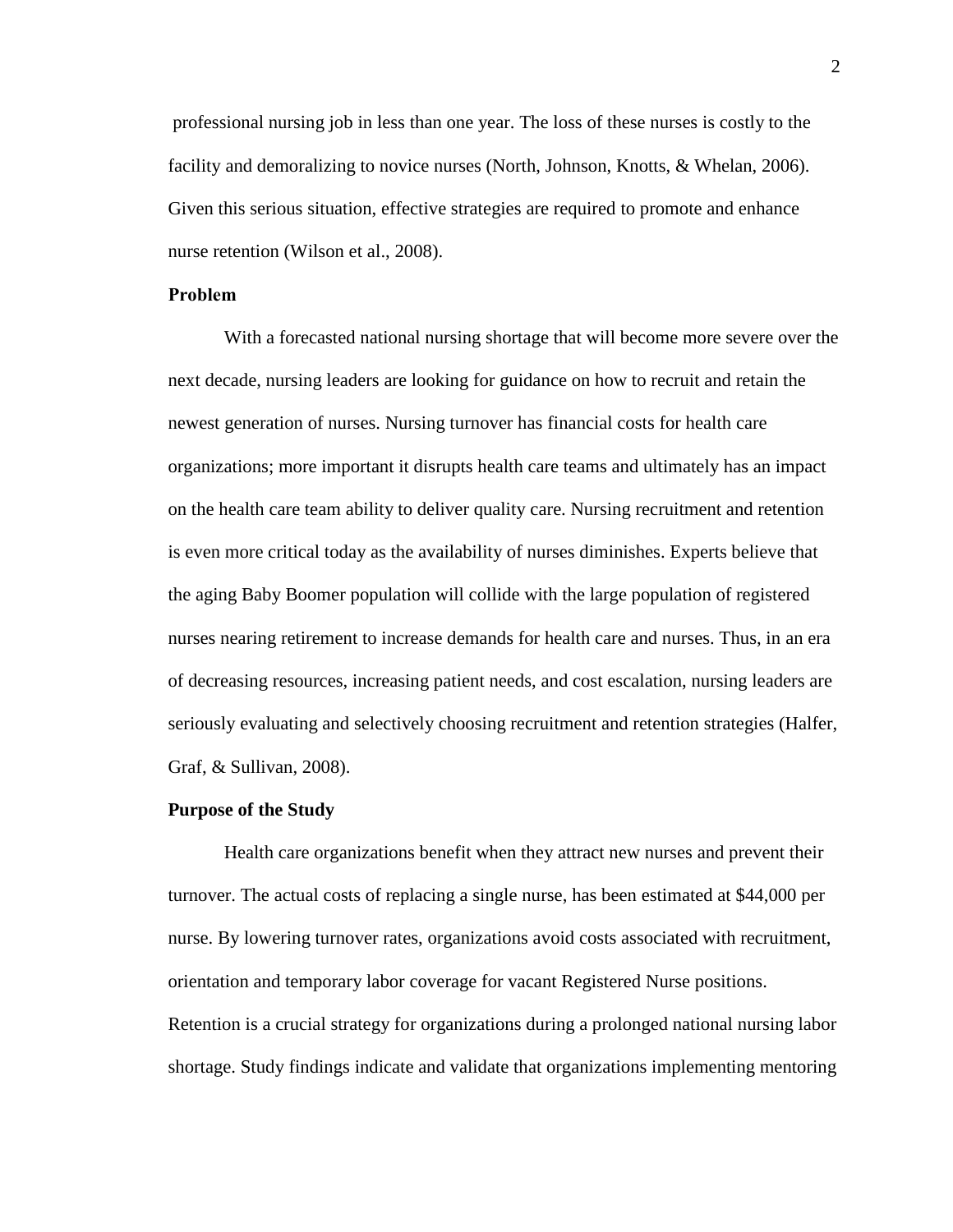professional nursing job in less than one year. The loss of these nurses is costly to the facility and demoralizing to novice nurses (North, Johnson, Knotts, & Whelan, 2006). Given this serious situation, effective strategies are required to promote and enhance nurse retention (Wilson et al., 2008).

**Problem**

With a forecasted national nursing shortage that will become more severe over the next decade, nursing leaders are looking for guidance on how to recruit and retain the newest generation of nurses. Nursing turnover has financial costs for health care organizations; more important it disrupts health care teams and ultimately has an impact on the health care team ability to deliver quality care. Nursing recruitment and retention is even more critical today as the availability of nurses diminishes. Experts believe that the aging Baby Boomer population will collide with the large population of registered nurses nearing retirement to increase demands for health care and nurses. Thus, in an era of decreasing resources, increasing patient needs, and cost escalation, nursing leaders are seriously evaluating and selectively choosing recruitment and retention strategies (Halfer, Graf, & Sullivan, 2008).

**Purpose of the Study**

Health care organizations benefit when they attract new nurses and prevent their turnover. The actual costs of replacing a single nurse, has been estimated at $44,000 per nurse. By lowering turnover rates, organizations avoid costs associated with recruitment, orientation and temporary labor coverage for vacant Registered Nurse positions. Retention is a crucial strategy for organizations during a prolonged national nursing labor shortage. Study findings indicate and validate that organizations implementing mentoring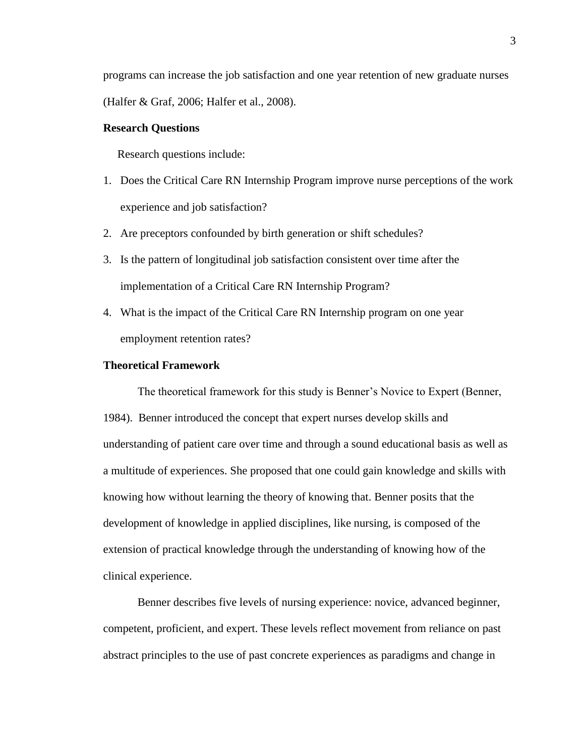programs can increase the job satisfaction and one year retention of new graduate nurses (Halfer & Graf, 2006; Halfer et al., 2008).

**Research Questions**

Research questions include:

1. Does the Critical Care RN Internship Program improve nurse perceptions of the work experience and job satisfaction?
2. Are preceptors confounded by birth generation or shift schedules?
3. Is the pattern of longitudinal job satisfaction consistent over time after the implementation of a Critical Care RN Internship Program?
4. What is the impact of the Critical Care RN Internship program on one year employment retention rates?

**Theoretical Framework**

The theoretical framework for this study is Benner's Novice to Expert (Benner, 1984). Benner introduced the concept that expert nurses develop skills and understanding of patient care over time and through a sound educational basis as well as a multitude of experiences. She proposed that one could gain knowledge and skills with knowing how without learning the theory of knowing that. Benner posits that the development of knowledge in applied disciplines, like nursing, is composed of the extension of practical knowledge through the understanding of knowing how of the clinical experience.

Benner describes five levels of nursing experience: novice, advanced beginner, competent, proficient, and expert. These levels reflect movement from reliance on past abstract principles to the use of past concrete experiences as paradigms and change in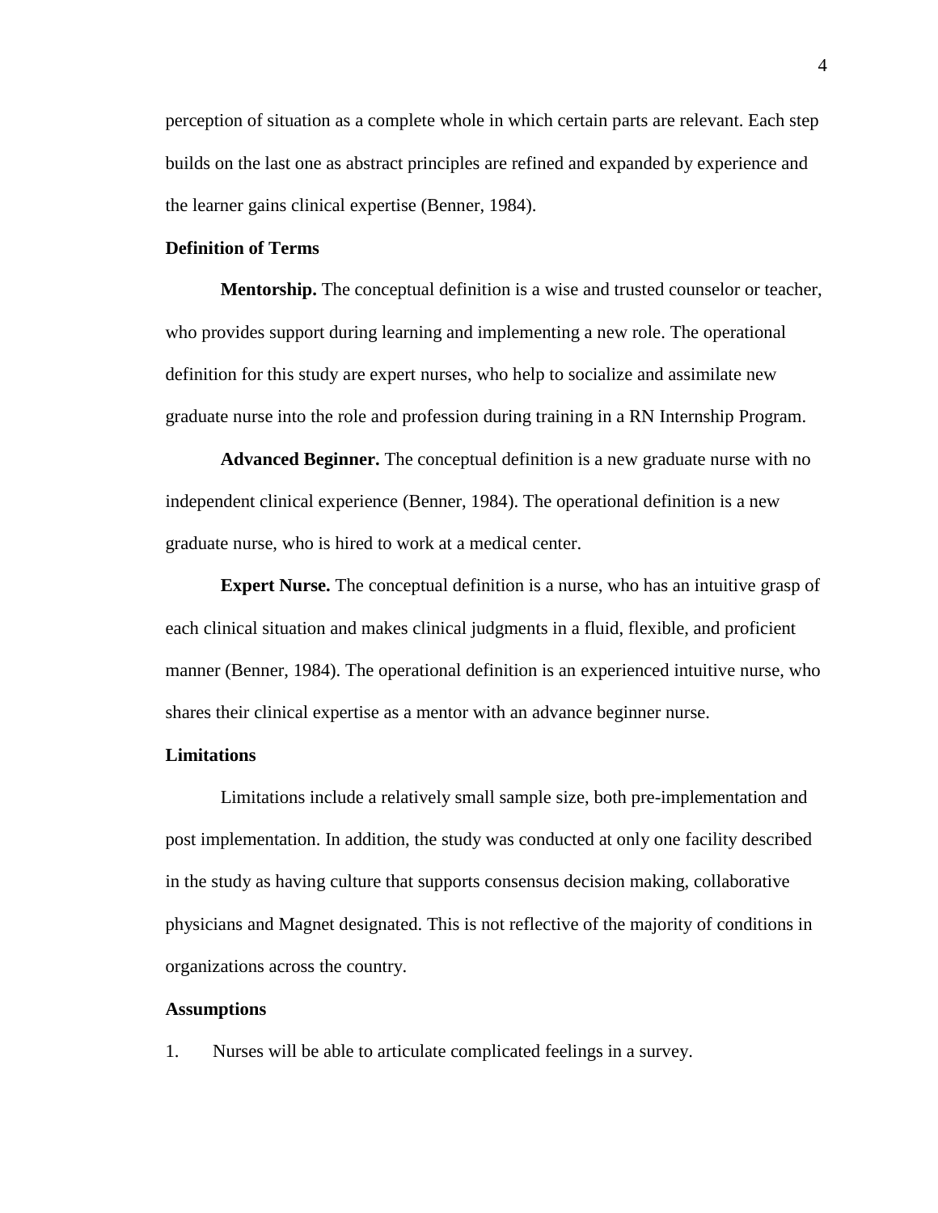perception of situation as a complete whole in which certain parts are relevant. Each step builds on the last one as abstract principles are refined and expanded by experience and the learner gains clinical expertise (Benner, 1984).

### Definition of Terms

**Mentorship.** The conceptual definition is a wise and trusted counselor or teacher, who provides support during learning and implementing a new role. The operational definition for this study are expert nurses, who help to socialize and assimilate new graduate nurse into the role and profession during training in a RN Internship Program.

**Advanced Beginner.** The conceptual definition is a new graduate nurse with no independent clinical experience (Benner, 1984). The operational definition is a new graduate nurse, who is hired to work at a medical center.

**Expert Nurse.** The conceptual definition is a nurse, who has an intuitive grasp of each clinical situation and makes clinical judgments in a fluid, flexible, and proficient manner (Benner, 1984). The operational definition is an experienced intuitive nurse, who shares their clinical expertise as a mentor with an advance beginner nurse.

### Limitations

Limitations include a relatively small sample size, both pre-implementation and post implementation. In addition, the study was conducted at only one facility described in the study as having culture that supports consensus decision making, collaborative physicians and Magnet designated. This is not reflective of the majority of conditions in organizations across the country.

### Assumptions

1. Nurses will be able to articulate complicated feelings in a survey.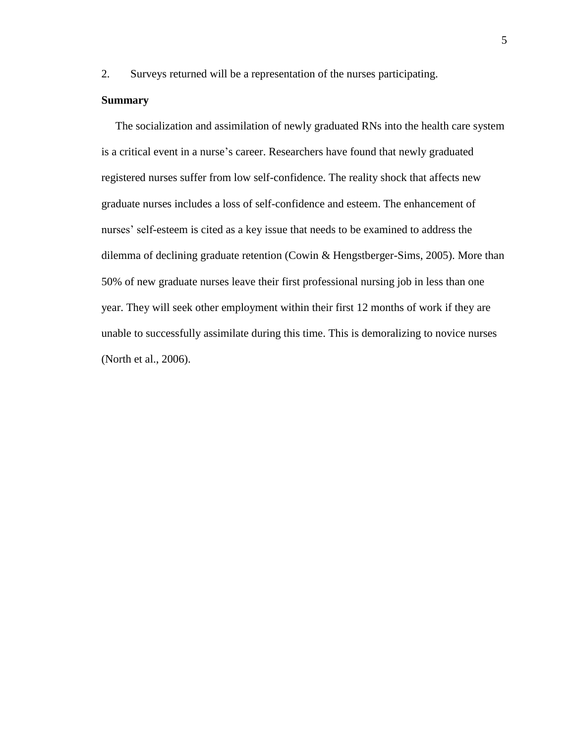2. Surveys returned will be a representation of the nurses participating.

**Summary**

The socialization and assimilation of newly graduated RNs into the health care system is a critical event in a nurse's career. Researchers have found that newly graduated registered nurses suffer from low self-confidence. The reality shock that affects new graduate nurses includes a loss of self-confidence and esteem. The enhancement of nurses' self-esteem is cited as a key issue that needs to be examined to address the dilemma of declining graduate retention (Cowin & Hengstberger-Sims, 2005). More than 50% of new graduate nurses leave their first professional nursing job in less than one year. They will seek other employment within their first 12 months of work if they are unable to successfully assimilate during this time. This is demoralizing to novice nurses (North et al., 2006).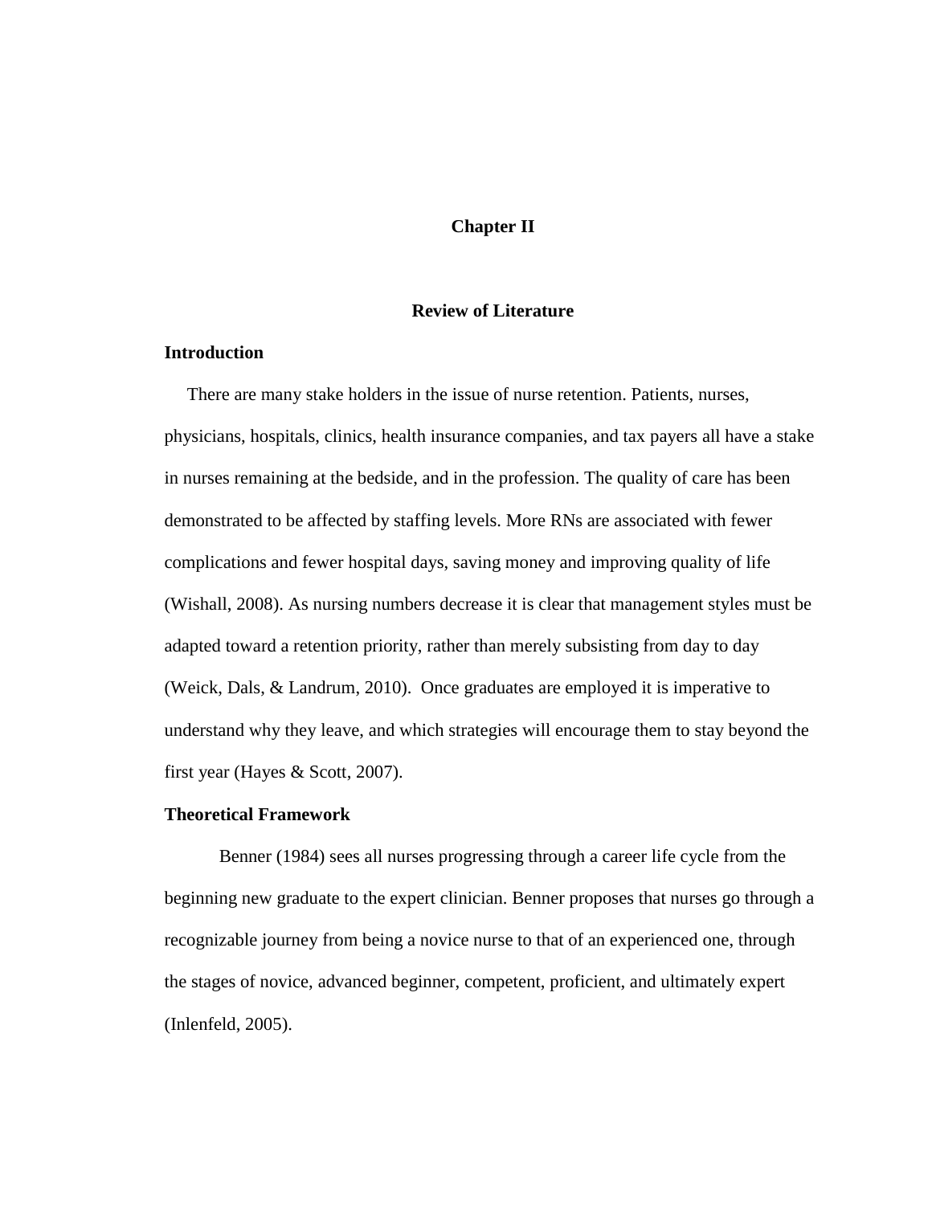# Chapter II

## Review of Literature

### Introduction

There are many stake holders in the issue of nurse retention. Patients, nurses, physicians, hospitals, clinics, health insurance companies, and tax payers all have a stake in nurses remaining at the bedside, and in the profession. The quality of care has been demonstrated to be affected by staffing levels. More RNs are associated with fewer complications and fewer hospital days, saving money and improving quality of life (Wishall, 2008). As nursing numbers decrease it is clear that management styles must be adapted toward a retention priority, rather than merely subsisting from day to day (Weick, Dals, & Landrum, 2010). Once graduates are employed it is imperative to understand why they leave, and which strategies will encourage them to stay beyond the first year (Hayes & Scott, 2007).

### Theoretical Framework

Benner (1984) sees all nurses progressing through a career life cycle from the beginning new graduate to the expert clinician. Benner proposes that nurses go through a recognizable journey from being a novice nurse to that of an experienced one, through the stages of novice, advanced beginner, competent, proficient, and ultimately expert (Inlenfeld, 2005).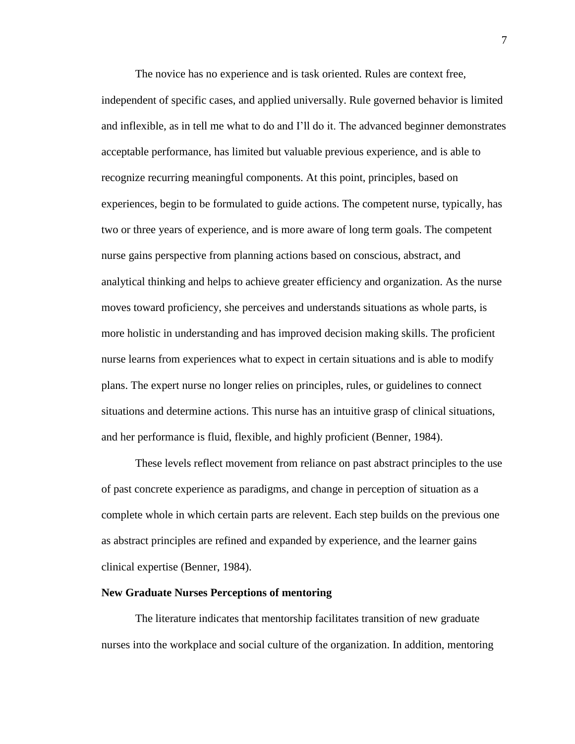The novice has no experience and is task oriented. Rules are context free, independent of specific cases, and applied universally. Rule governed behavior is limited and inflexible, as in tell me what to do and I'll do it. The advanced beginner demonstrates acceptable performance, has limited but valuable previous experience, and is able to recognize recurring meaningful components. At this point, principles, based on experiences, begin to be formulated to guide actions. The competent nurse, typically, has two or three years of experience, and is more aware of long term goals. The competent nurse gains perspective from planning actions based on conscious, abstract, and analytical thinking and helps to achieve greater efficiency and organization. As the nurse moves toward proficiency, she perceives and understands situations as whole parts, is more holistic in understanding and has improved decision making skills. The proficient nurse learns from experiences what to expect in certain situations and is able to modify plans. The expert nurse no longer relies on principles, rules, or guidelines to connect situations and determine actions. This nurse has an intuitive grasp of clinical situations, and her performance is fluid, flexible, and highly proficient (Benner, 1984).

These levels reflect movement from reliance on past abstract principles to the use of past concrete experience as paradigms, and change in perception of situation as a complete whole in which certain parts are relevent. Each step builds on the previous one as abstract principles are refined and expanded by experience, and the learner gains clinical expertise (Benner, 1984).

**New Graduate Nurses Perceptions of mentoring**

The literature indicates that mentorship facilitates transition of new graduate nurses into the workplace and social culture of the organization. In addition, mentoring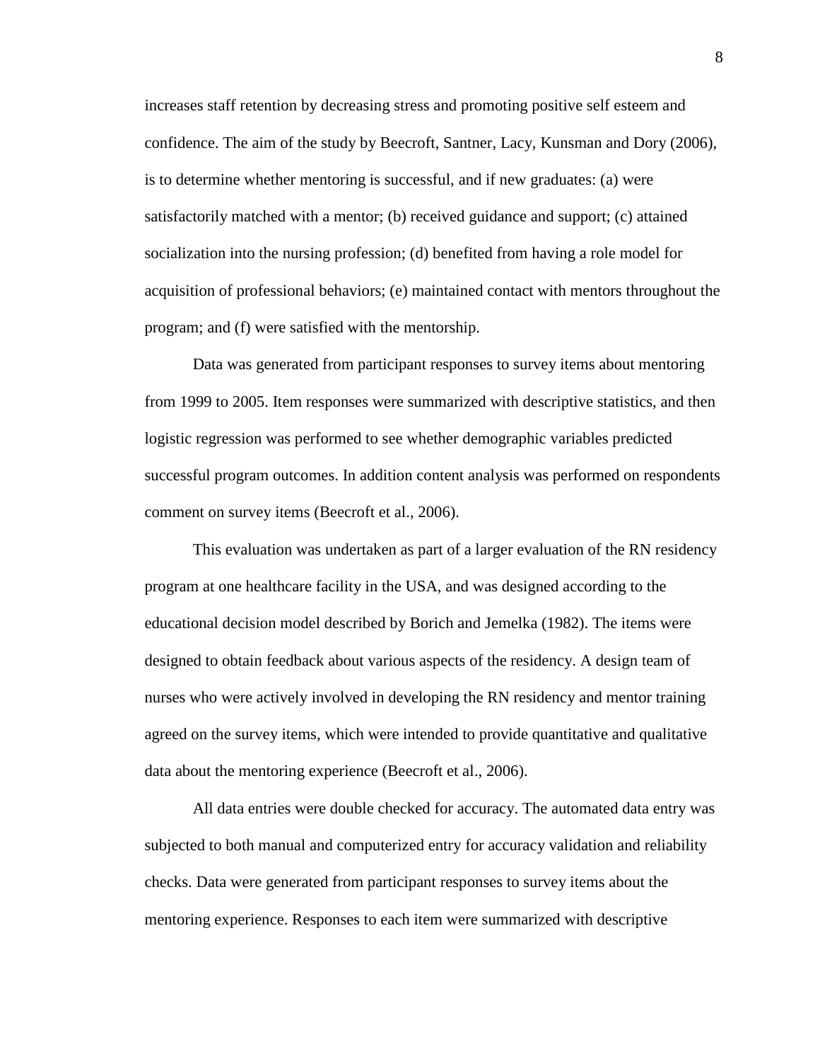increases staff retention by decreasing stress and promoting positive self esteem and confidence. The aim of the study by Beecroft, Santner, Lacy, Kunsman and Dory (2006), is to determine whether mentoring is successful, and if new graduates: (a) were satisfactorily matched with a mentor; (b) received guidance and support; (c) attained socialization into the nursing profession; (d) benefited from having a role model for acquisition of professional behaviors; (e) maintained contact with mentors throughout the program; and (f) were satisfied with the mentorship.

Data was generated from participant responses to survey items about mentoring from 1999 to 2005. Item responses were summarized with descriptive statistics, and then logistic regression was performed to see whether demographic variables predicted successful program outcomes. In addition content analysis was performed on respondents comment on survey items (Beecroft et al., 2006).

This evaluation was undertaken as part of a larger evaluation of the RN residency program at one healthcare facility in the USA, and was designed according to the educational decision model described by Borich and Jemelka (1982). The items were designed to obtain feedback about various aspects of the residency. A design team of nurses who were actively involved in developing the RN residency and mentor training agreed on the survey items, which were intended to provide quantitative and qualitative data about the mentoring experience (Beecroft et al., 2006).

All data entries were double checked for accuracy. The automated data entry was subjected to both manual and computerized entry for accuracy validation and reliability checks. Data were generated from participant responses to survey items about the mentoring experience. Responses to each item were summarized with descriptive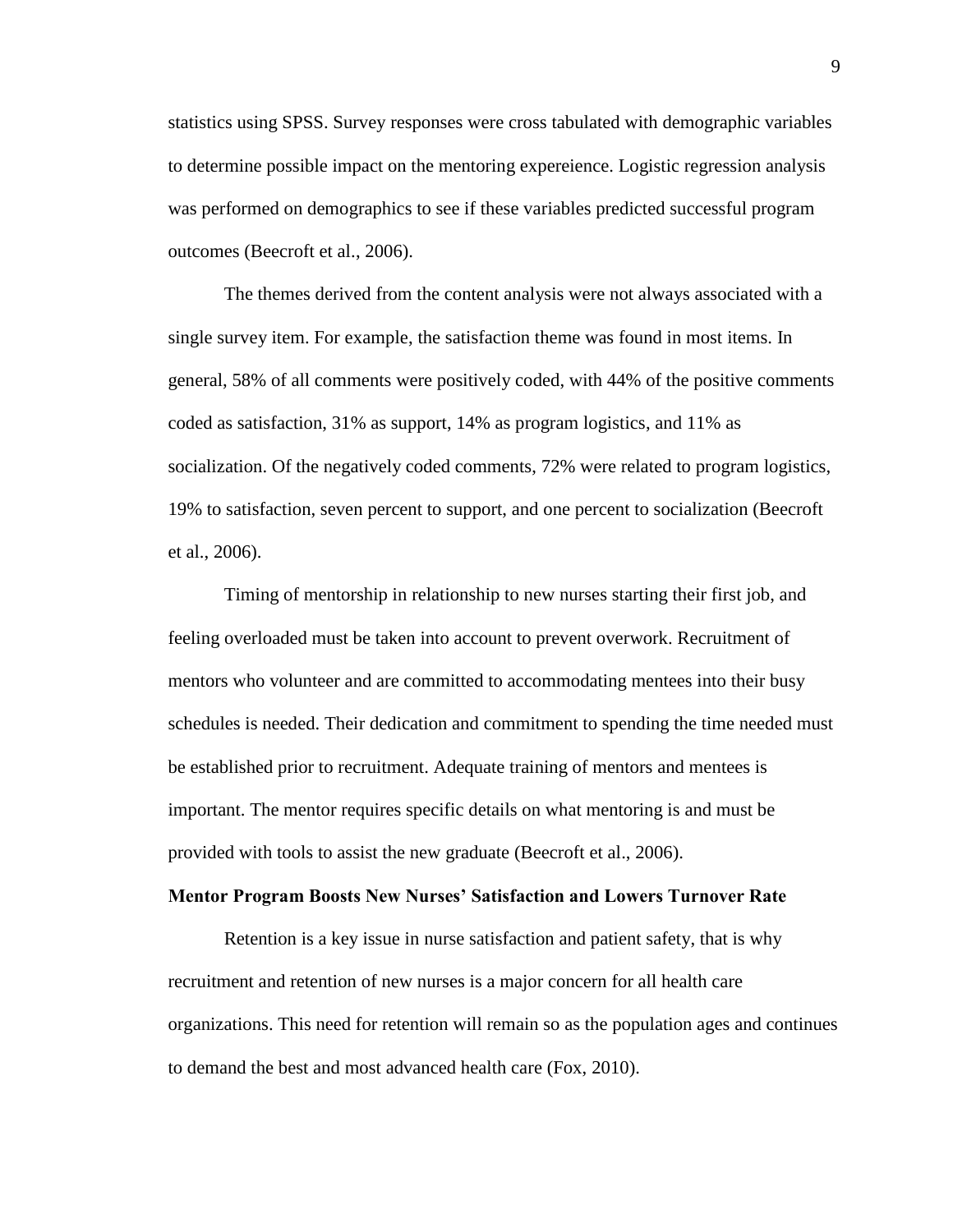statistics using SPSS. Survey responses were cross tabulated with demographic variables to determine possible impact on the mentoring expereience. Logistic regression analysis was performed on demographics to see if these variables predicted successful program outcomes (Beecroft et al., 2006).

The themes derived from the content analysis were not always associated with a single survey item. For example, the satisfaction theme was found in most items. In general, 58% of all comments were positively coded, with 44% of the positive comments coded as satisfaction, 31% as support, 14% as program logistics, and 11% as socialization. Of the negatively coded comments, 72% were related to program logistics, 19% to satisfaction, seven percent to support, and one percent to socialization (Beecroft et al., 2006).

Timing of mentorship in relationship to new nurses starting their first job, and feeling overloaded must be taken into account to prevent overwork. Recruitment of mentors who volunteer and are committed to accommodating mentees into their busy schedules is needed. Their dedication and commitment to spending the time needed must be established prior to recruitment. Adequate training of mentors and mentees is important. The mentor requires specific details on what mentoring is and must be provided with tools to assist the new graduate (Beecroft et al., 2006).

**Mentor Program Boosts New Nurses' Satisfaction and Lowers Turnover Rate**

Retention is a key issue in nurse satisfaction and patient safety, that is why recruitment and retention of new nurses is a major concern for all health care organizations. This need for retention will remain so as the population ages and continues to demand the best and most advanced health care (Fox, 2010).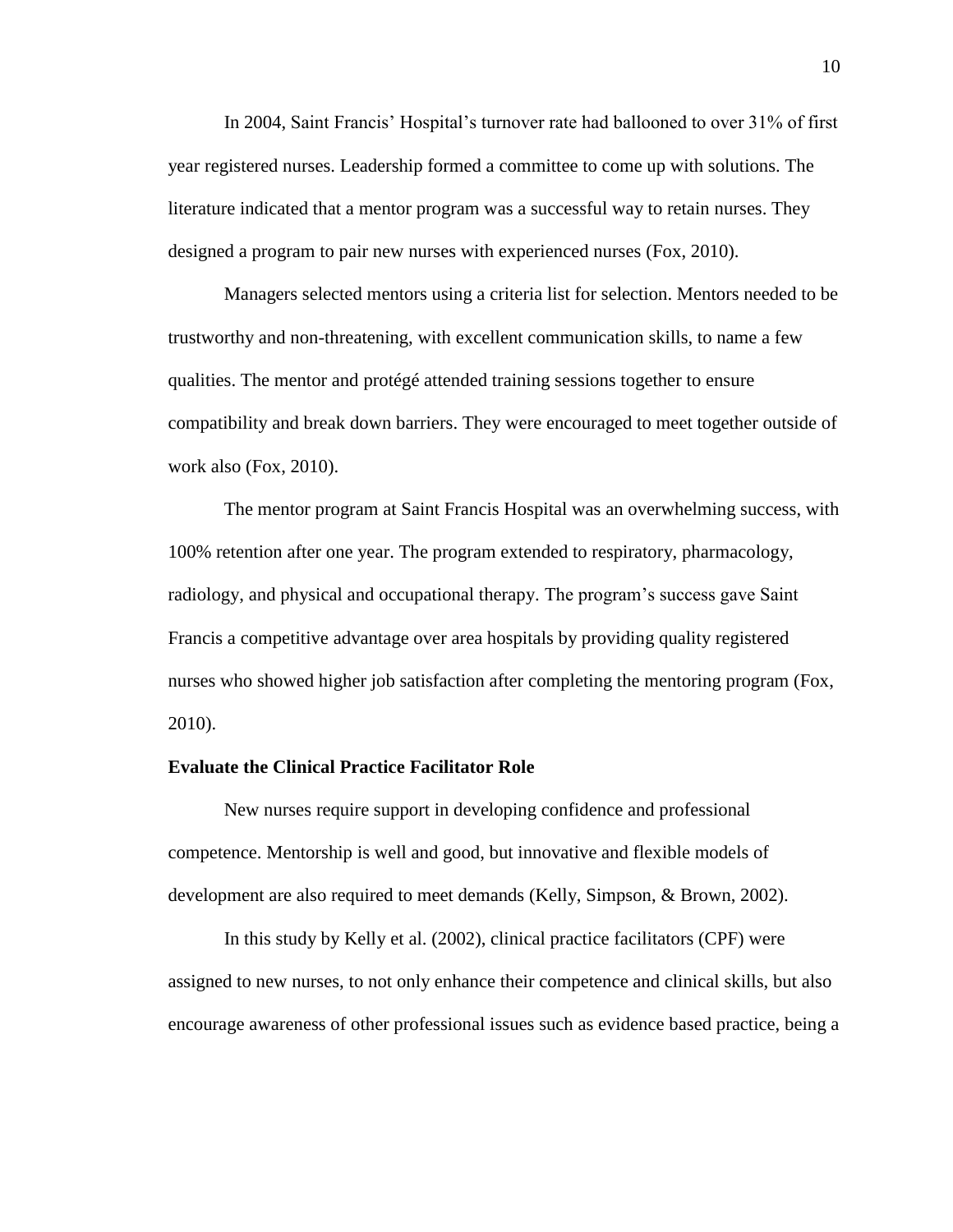In 2004, Saint Francis' Hospital's turnover rate had ballooned to over 31% of first year registered nurses. Leadership formed a committee to come up with solutions. The literature indicated that a mentor program was a successful way to retain nurses. They designed a program to pair new nurses with experienced nurses (Fox, 2010).

Managers selected mentors using a criteria list for selection. Mentors needed to be trustworthy and non-threatening, with excellent communication skills, to name a few qualities. The mentor and protégé attended training sessions together to ensure compatibility and break down barriers. They were encouraged to meet together outside of work also (Fox, 2010).

The mentor program at Saint Francis Hospital was an overwhelming success, with 100% retention after one year. The program extended to respiratory, pharmacology, radiology, and physical and occupational therapy. The program's success gave Saint Francis a competitive advantage over area hospitals by providing quality registered nurses who showed higher job satisfaction after completing the mentoring program (Fox, 2010).

**Evaluate the Clinical Practice Facilitator Role**

New nurses require support in developing confidence and professional competence. Mentorship is well and good, but innovative and flexible models of development are also required to meet demands (Kelly, Simpson, & Brown, 2002).

In this study by Kelly et al. (2002), clinical practice facilitators (CPF) were assigned to new nurses, to not only enhance their competence and clinical skills, but also encourage awareness of other professional issues such as evidence based practice, being a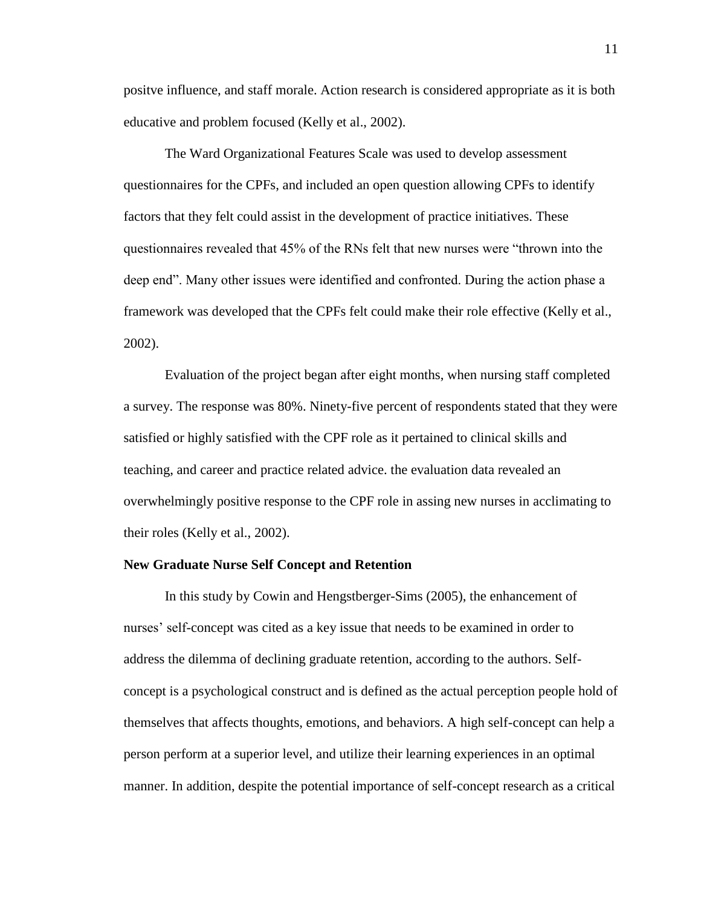positve influence, and staff morale. Action research is considered appropriate as it is both educative and problem focused (Kelly et al., 2002).

The Ward Organizational Features Scale was used to develop assessment questionnaires for the CPFs, and included an open question allowing CPFs to identify factors that they felt could assist in the development of practice initiatives. These questionnaires revealed that 45% of the RNs felt that new nurses were "thrown into the deep end". Many other issues were identified and confronted. During the action phase a framework was developed that the CPFs felt could make their role effective (Kelly et al., 2002).

Evaluation of the project began after eight months, when nursing staff completed a survey. The response was 80%. Ninety-five percent of respondents stated that they were satisfied or highly satisfied with the CPF role as it pertained to clinical skills and teaching, and career and practice related advice. the evaluation data revealed an overwhelmingly positive response to the CPF role in assing new nurses in acclimating to their roles (Kelly et al., 2002).

**New Graduate Nurse Self Concept and Retention**

In this study by Cowin and Hengstberger-Sims (2005), the enhancement of nurses' self-concept was cited as a key issue that needs to be examined in order to address the dilemma of declining graduate retention, according to the authors. Self-concept is a psychological construct and is defined as the actual perception people hold of themselves that affects thoughts, emotions, and behaviors. A high self-concept can help a person perform at a superior level, and utilize their learning experiences in an optimal manner. In addition, despite the potential importance of self-concept research as a critical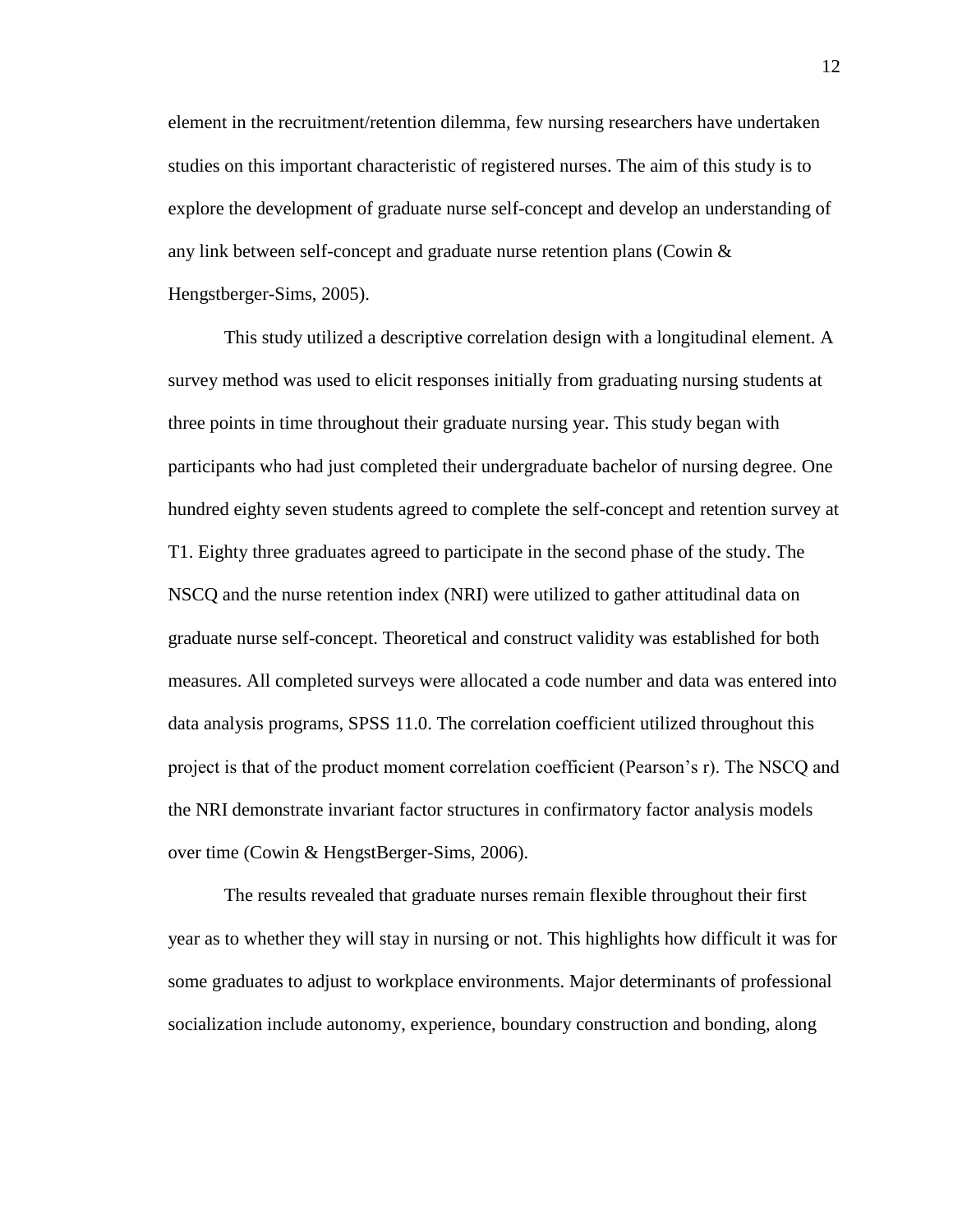element in the recruitment/retention dilemma, few nursing researchers have undertaken studies on this important characteristic of registered nurses. The aim of this study is to explore the development of graduate nurse self-concept and develop an understanding of any link between self-concept and graduate nurse retention plans (Cowin & Hengstberger-Sims, 2005).

This study utilized a descriptive correlation design with a longitudinal element. A survey method was used to elicit responses initially from graduating nursing students at three points in time throughout their graduate nursing year. This study began with participants who had just completed their undergraduate bachelor of nursing degree. One hundred eighty seven students agreed to complete the self-concept and retention survey at T1. Eighty three graduates agreed to participate in the second phase of the study. The NSCQ and the nurse retention index (NRI) were utilized to gather attitudinal data on graduate nurse self-concept. Theoretical and construct validity was established for both measures. All completed surveys were allocated a code number and data was entered into data analysis programs, SPSS 11.0. The correlation coefficient utilized throughout this project is that of the product moment correlation coefficient (Pearson's r). The NSCQ and the NRI demonstrate invariant factor structures in confirmatory factor analysis models over time (Cowin & HengstBerger-Sims, 2006).

The results revealed that graduate nurses remain flexible throughout their first year as to whether they will stay in nursing or not. This highlights how difficult it was for some graduates to adjust to workplace environments. Major determinants of professional socialization include autonomy, experience, boundary construction and bonding, along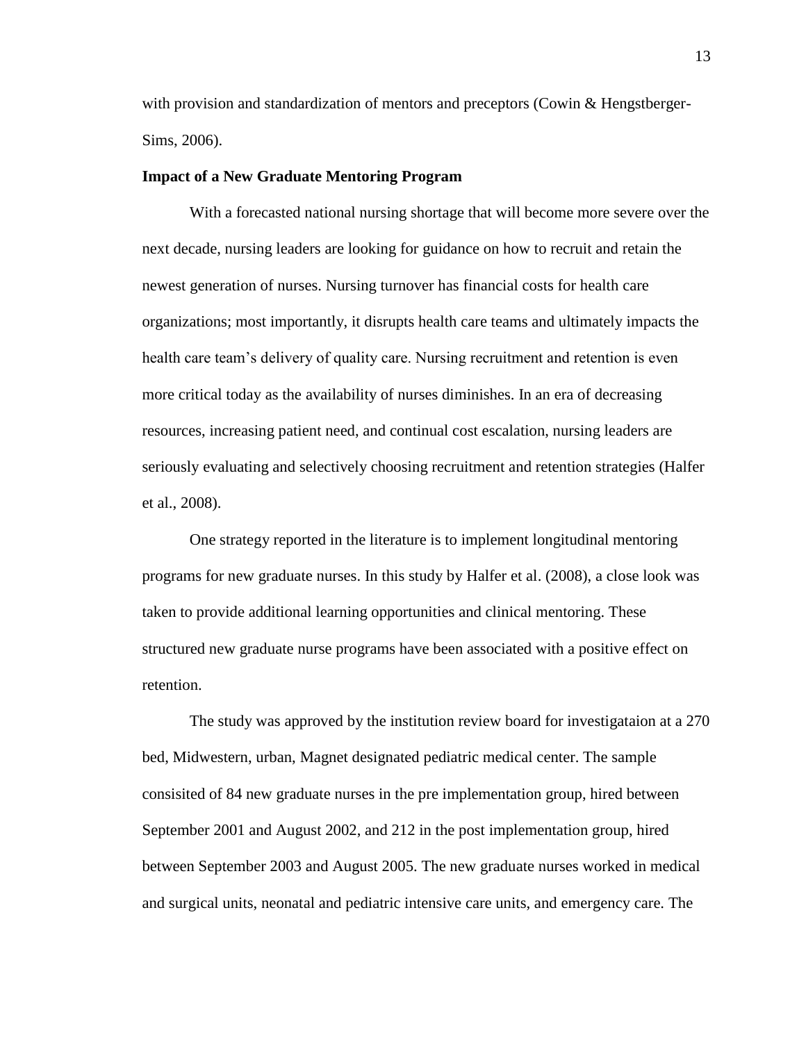with provision and standardization of mentors and preceptors (Cowin & Hengstberger-Sims, 2006).

**Impact of a New Graduate Mentoring Program**

With a forecasted national nursing shortage that will become more severe over the next decade, nursing leaders are looking for guidance on how to recruit and retain the newest generation of nurses. Nursing turnover has financial costs for health care organizations; most importantly, it disrupts health care teams and ultimately impacts the health care team's delivery of quality care. Nursing recruitment and retention is even more critical today as the availability of nurses diminishes. In an era of decreasing resources, increasing patient need, and continual cost escalation, nursing leaders are seriously evaluating and selectively choosing recruitment and retention strategies (Halfer et al., 2008).

One strategy reported in the literature is to implement longitudinal mentoring programs for new graduate nurses. In this study by Halfer et al. (2008), a close look was taken to provide additional learning opportunities and clinical mentoring. These structured new graduate nurse programs have been associated with a positive effect on retention.

The study was approved by the institution review board for investigataion at a 270 bed, Midwestern, urban, Magnet designated pediatric medical center. The sample consisited of 84 new graduate nurses in the pre implementation group, hired between September 2001 and August 2002, and 212 in the post implementation group, hired between September 2003 and August 2005. The new graduate nurses worked in medical and surgical units, neonatal and pediatric intensive care units, and emergency care. The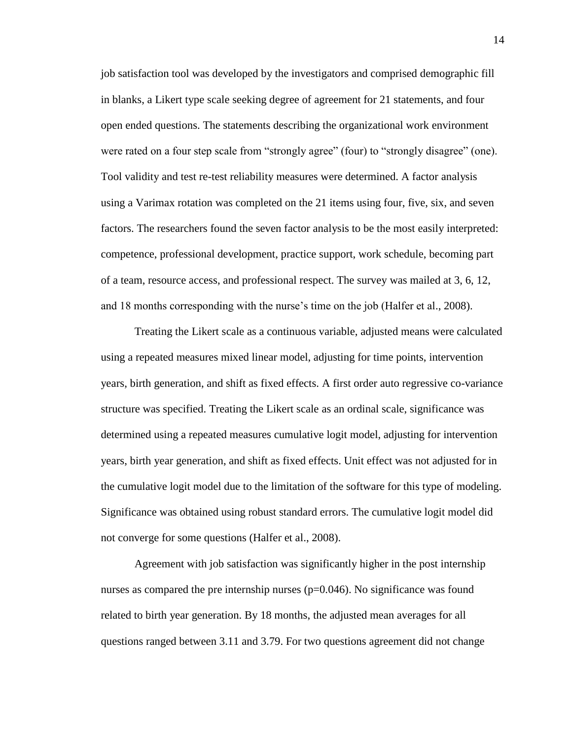job satisfaction tool was developed by the investigators and comprised demographic fill in blanks, a Likert type scale seeking degree of agreement for 21 statements, and four open ended questions. The statements describing the organizational work environment were rated on a four step scale from "strongly agree" (four) to "strongly disagree" (one). Tool validity and test re-test reliability measures were determined. A factor analysis using a Varimax rotation was completed on the 21 items using four, five, six, and seven factors. The researchers found the seven factor analysis to be the most easily interpreted: competence, professional development, practice support, work schedule, becoming part of a team, resource access, and professional respect. The survey was mailed at 3, 6, 12, and 18 months corresponding with the nurse's time on the job (Halfer et al., 2008).

Treating the Likert scale as a continuous variable, adjusted means were calculated using a repeated measures mixed linear model, adjusting for time points, intervention years, birth generation, and shift as fixed effects. A first order auto regressive co-variance structure was specified. Treating the Likert scale as an ordinal scale, significance was determined using a repeated measures cumulative logit model, adjusting for intervention years, birth year generation, and shift as fixed effects. Unit effect was not adjusted for in the cumulative logit model due to the limitation of the software for this type of modeling. Significance was obtained using robust standard errors. The cumulative logit model did not converge for some questions (Halfer et al., 2008).

Agreement with job satisfaction was significantly higher in the post internship nurses as compared the pre internship nurses ($p=0.046$). No significance was found related to birth year generation. By 18 months, the adjusted mean averages for all questions ranged between 3.11 and 3.79. For two questions agreement did not change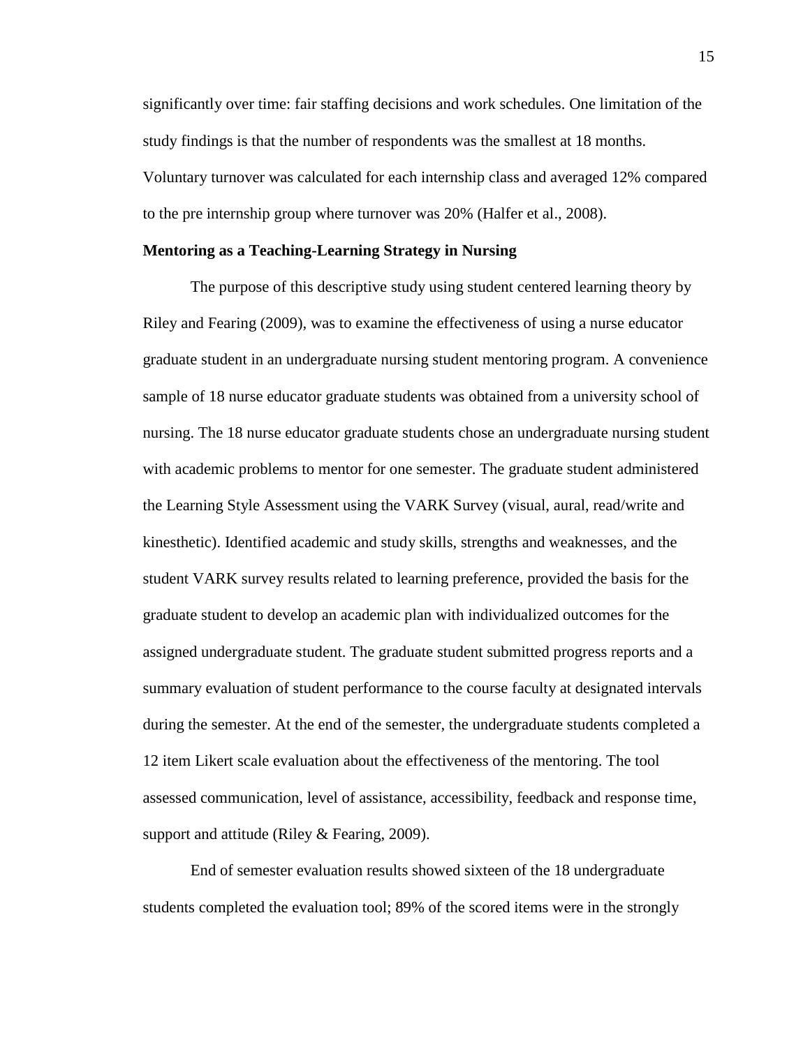significantly over time: fair staffing decisions and work schedules. One limitation of the study findings is that the number of respondents was the smallest at 18 months. Voluntary turnover was calculated for each internship class and averaged 12% compared to the pre internship group where turnover was 20% (Halfer et al., 2008).

**Mentoring as a Teaching-Learning Strategy in Nursing**

The purpose of this descriptive study using student centered learning theory by Riley and Fearing (2009), was to examine the effectiveness of using a nurse educator graduate student in an undergraduate nursing student mentoring program. A convenience sample of 18 nurse educator graduate students was obtained from a university school of nursing. The 18 nurse educator graduate students chose an undergraduate nursing student with academic problems to mentor for one semester. The graduate student administered the Learning Style Assessment using the VARK Survey (visual, aural, read/write and kinesthetic). Identified academic and study skills, strengths and weaknesses, and the student VARK survey results related to learning preference, provided the basis for the graduate student to develop an academic plan with individualized outcomes for the assigned undergraduate student. The graduate student submitted progress reports and a summary evaluation of student performance to the course faculty at designated intervals during the semester. At the end of the semester, the undergraduate students completed a 12 item Likert scale evaluation about the effectiveness of the mentoring. The tool assessed communication, level of assistance, accessibility, feedback and response time, support and attitude (Riley & Fearing, 2009).

End of semester evaluation results showed sixteen of the 18 undergraduate students completed the evaluation tool; 89% of the scored items were in the strongly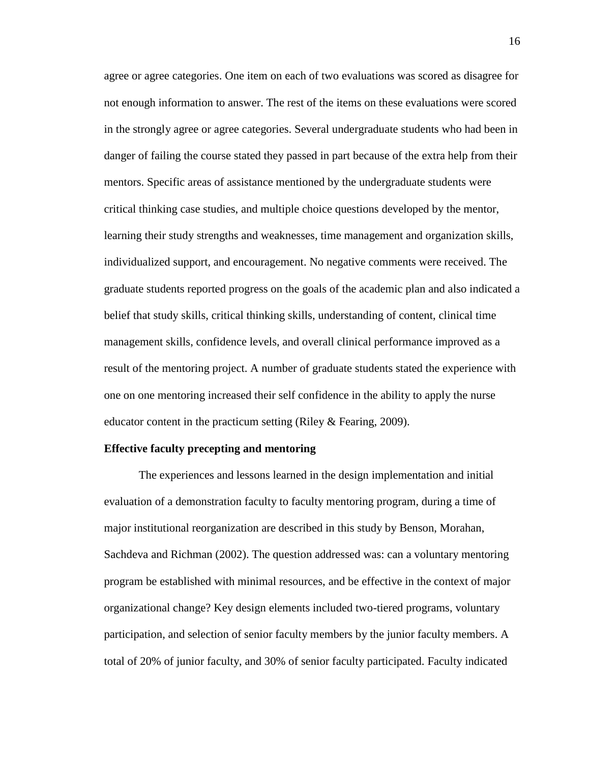agree or agree categories. One item on each of two evaluations was scored as disagree for not enough information to answer. The rest of the items on these evaluations were scored in the strongly agree or agree categories. Several undergraduate students who had been in danger of failing the course stated they passed in part because of the extra help from their mentors. Specific areas of assistance mentioned by the undergraduate students were critical thinking case studies, and multiple choice questions developed by the mentor, learning their study strengths and weaknesses, time management and organization skills, individualized support, and encouragement. No negative comments were received. The graduate students reported progress on the goals of the academic plan and also indicated a belief that study skills, critical thinking skills, understanding of content, clinical time management skills, confidence levels, and overall clinical performance improved as a result of the mentoring project. A number of graduate students stated the experience with one on one mentoring increased their self confidence in the ability to apply the nurse educator content in the practicum setting (Riley & Fearing, 2009).

**Effective faculty precepting and mentoring**

The experiences and lessons learned in the design implementation and initial evaluation of a demonstration faculty to faculty mentoring program, during a time of major institutional reorganization are described in this study by Benson, Morahan, Sachdeva and Richman (2002). The question addressed was: can a voluntary mentoring program be established with minimal resources, and be effective in the context of major organizational change? Key design elements included two-tiered programs, voluntary participation, and selection of senior faculty members by the junior faculty members. A total of 20% of junior faculty, and 30% of senior faculty participated. Faculty indicated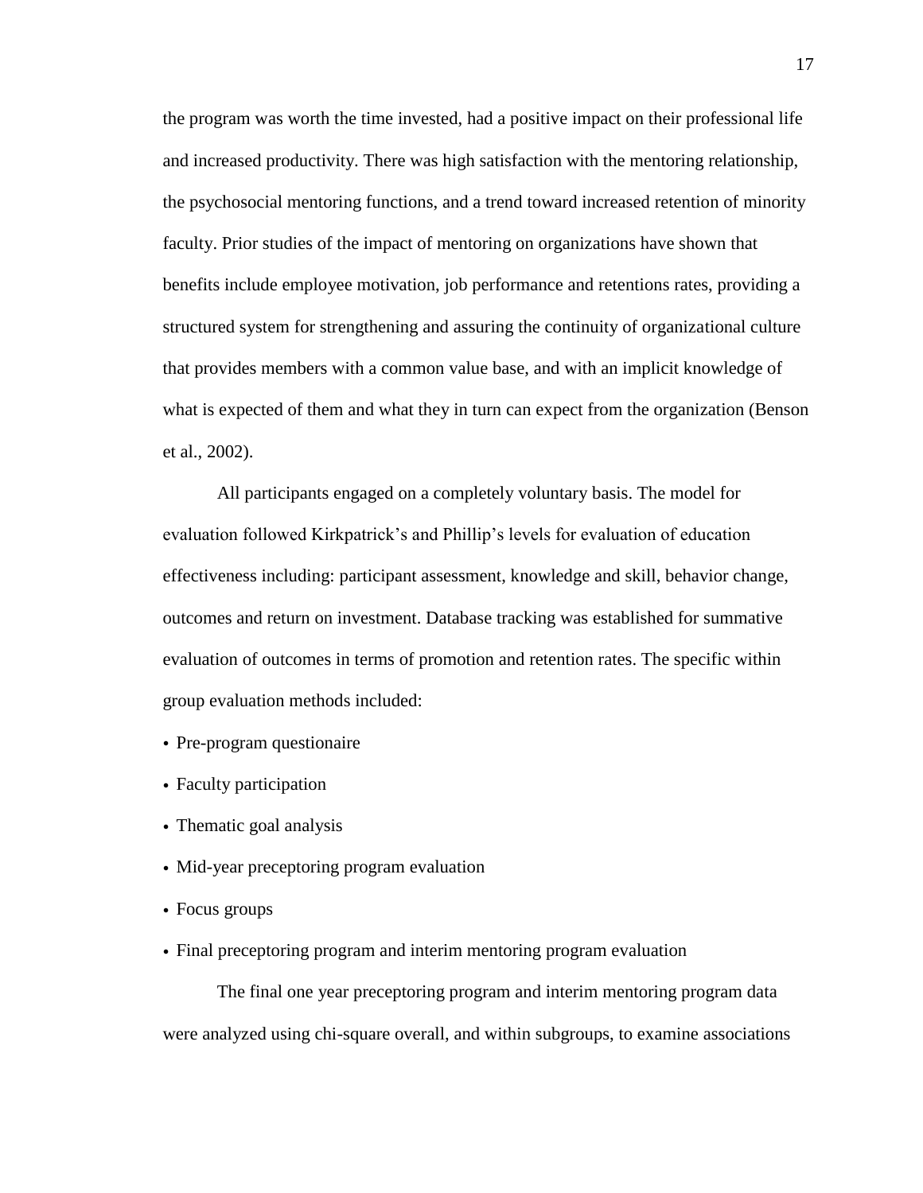the program was worth the time invested, had a positive impact on their professional life and increased productivity. There was high satisfaction with the mentoring relationship, the psychosocial mentoring functions, and a trend toward increased retention of minority faculty. Prior studies of the impact of mentoring on organizations have shown that benefits include employee motivation, job performance and retentions rates, providing a structured system for strengthening and assuring the continuity of organizational culture that provides members with a common value base, and with an implicit knowledge of what is expected of them and what they in turn can expect from the organization (Benson et al., 2002).

All participants engaged on a completely voluntary basis. The model for evaluation followed Kirkpatrick's and Phillip's levels for evaluation of education effectiveness including: participant assessment, knowledge and skill, behavior change, outcomes and return on investment. Database tracking was established for summative evaluation of outcomes in terms of promotion and retention rates. The specific within group evaluation methods included:

- Pre-program questionaire
- Faculty participation
- Thematic goal analysis
- Mid-year preceptoring program evaluation
- Focus groups
- Final preceptoring program and interim mentoring program evaluation

The final one year preceptoring program and interim mentoring program data were analyzed using chi-square overall, and within subgroups, to examine associations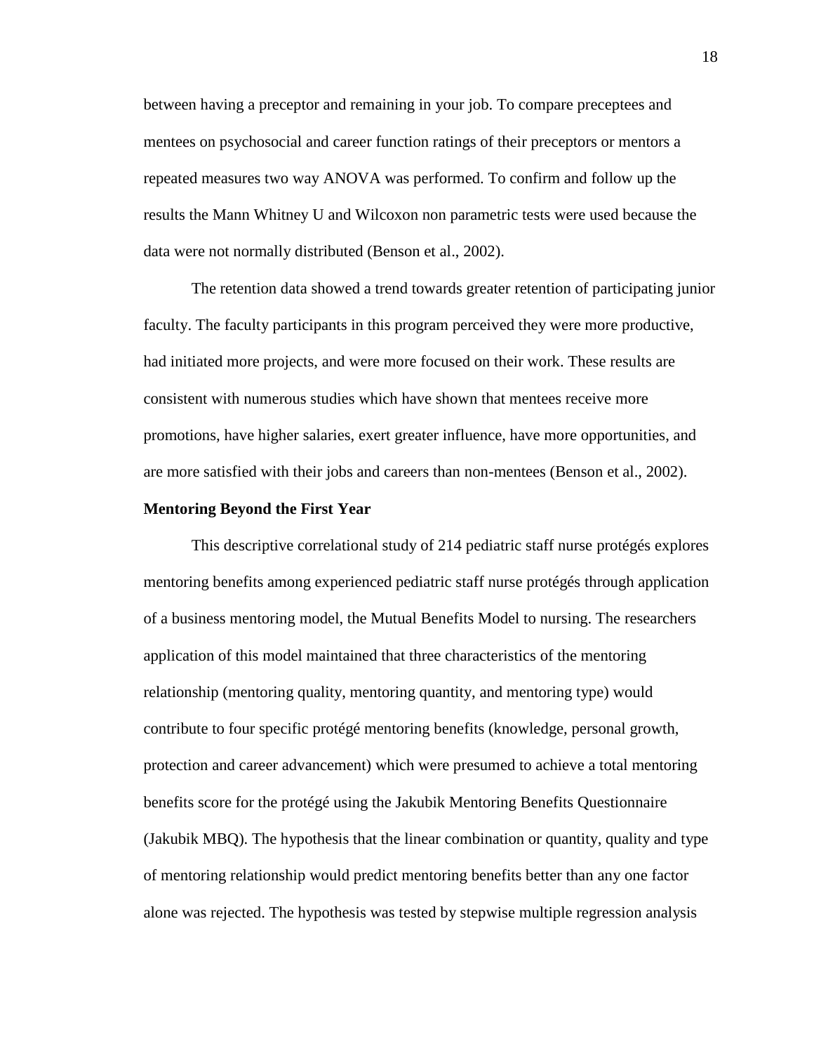between having a preceptor and remaining in your job. To compare preceptees and mentees on psychosocial and career function ratings of their preceptors or mentors a repeated measures two way ANOVA was performed. To confirm and follow up the results the Mann Whitney U and Wilcoxon non parametric tests were used because the data were not normally distributed (Benson et al., 2002).

The retention data showed a trend towards greater retention of participating junior faculty. The faculty participants in this program perceived they were more productive, had initiated more projects, and were more focused on their work. These results are consistent with numerous studies which have shown that mentees receive more promotions, have higher salaries, exert greater influence, have more opportunities, and are more satisfied with their jobs and careers than non-mentees (Benson et al., 2002).

**Mentoring Beyond the First Year**

This descriptive correlational study of 214 pediatric staff nurse protégés explores mentoring benefits among experienced pediatric staff nurse protégés through application of a business mentoring model, the Mutual Benefits Model to nursing. The researchers application of this model maintained that three characteristics of the mentoring relationship (mentoring quality, mentoring quantity, and mentoring type) would contribute to four specific protégé mentoring benefits (knowledge, personal growth, protection and career advancement) which were presumed to achieve a total mentoring benefits score for the protégé using the Jakubik Mentoring Benefits Questionnaire (Jakubik MBQ). The hypothesis that the linear combination or quantity, quality and type of mentoring relationship would predict mentoring benefits better than any one factor alone was rejected. The hypothesis was tested by stepwise multiple regression analysis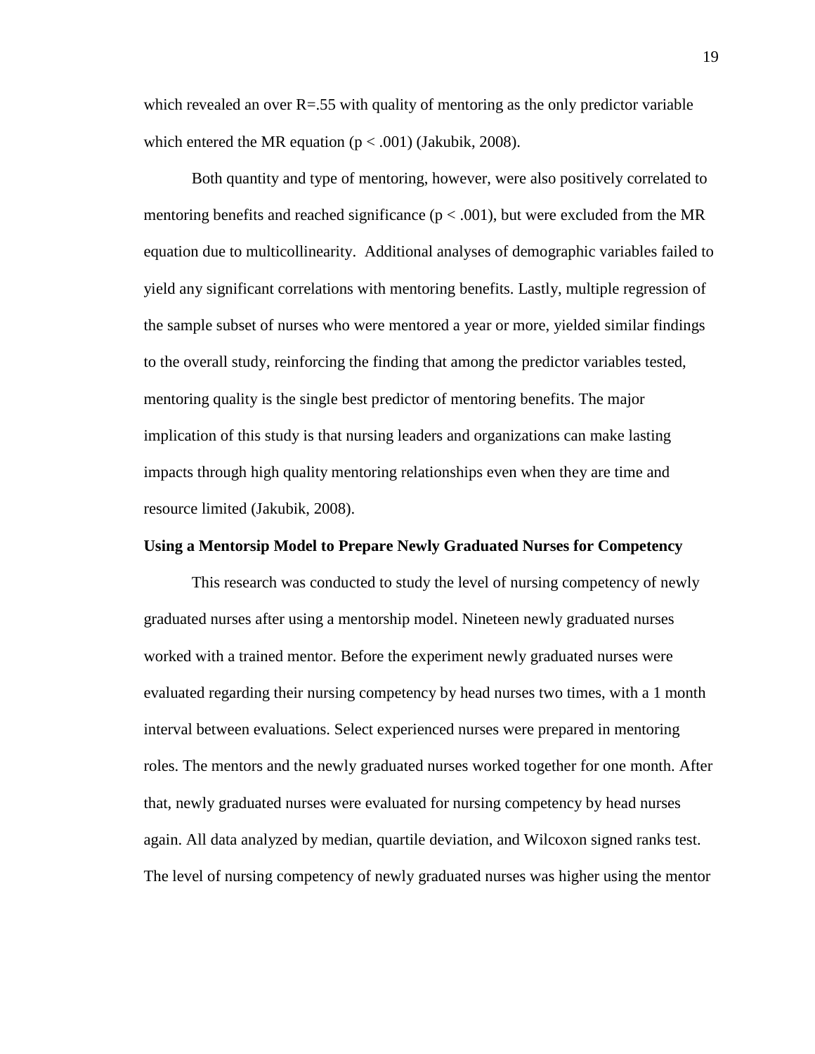which revealed an over $R=.55$ with quality of mentoring as the only predictor variable which entered the MR equation ($p < .001$) (Jakubik, 2008).

Both quantity and type of mentoring, however, were also positively correlated to mentoring benefits and reached significance ($p < .001$), but were excluded from the MR equation due to multicollinearity. Additional analyses of demographic variables failed to yield any significant correlations with mentoring benefits. Lastly, multiple regression of the sample subset of nurses who were mentored a year or more, yielded similar findings to the overall study, reinforcing the finding that among the predictor variables tested, mentoring quality is the single best predictor of mentoring benefits. The major implication of this study is that nursing leaders and organizations can make lasting impacts through high quality mentoring relationships even when they are time and resource limited (Jakubik, 2008).

**Using a Mentorsip Model to Prepare Newly Graduated Nurses for Competency**

This research was conducted to study the level of nursing competency of newly graduated nurses after using a mentorship model. Nineteen newly graduated nurses worked with a trained mentor. Before the experiment newly graduated nurses were evaluated regarding their nursing competency by head nurses two times, with a 1 month interval between evaluations. Select experienced nurses were prepared in mentoring roles. The mentors and the newly graduated nurses worked together for one month. After that, newly graduated nurses were evaluated for nursing competency by head nurses again. All data analyzed by median, quartile deviation, and Wilcoxon signed ranks test. The level of nursing competency of newly graduated nurses was higher using the mentor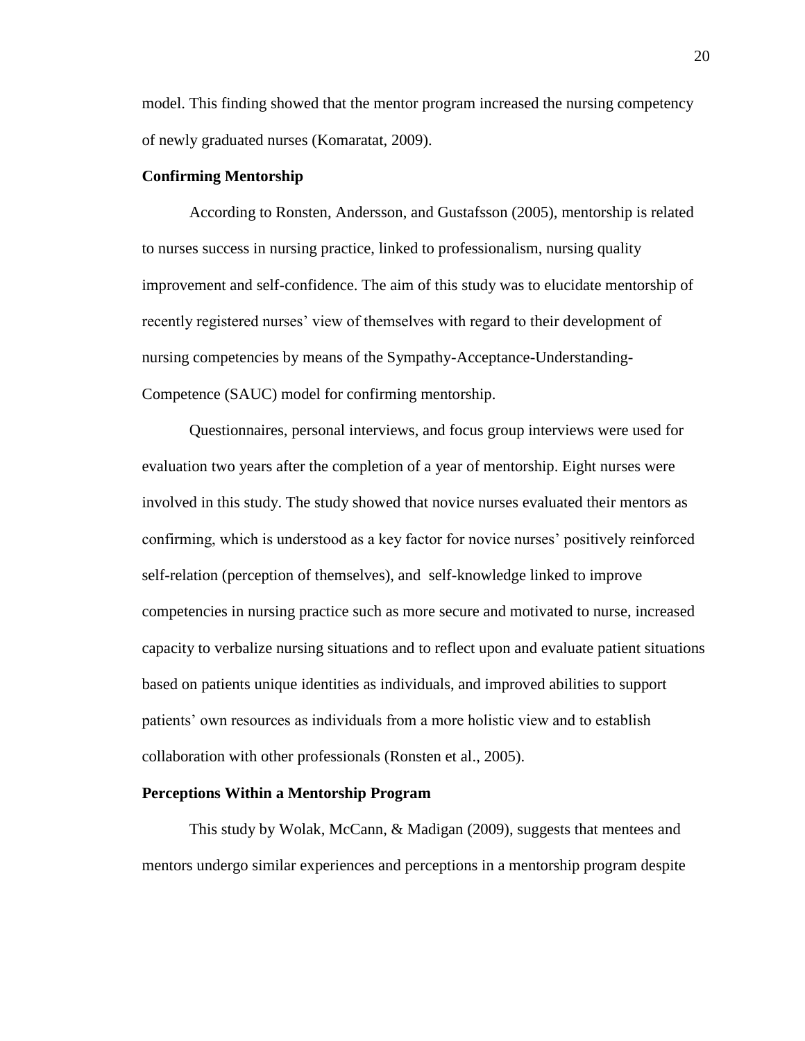model. This finding showed that the mentor program increased the nursing competency of newly graduated nurses (Komaratat, 2009).

**Confirming Mentorship**

According to Ronsten, Andersson, and Gustafsson (2005), mentorship is related to nurses success in nursing practice, linked to professionalism, nursing quality improvement and self-confidence. The aim of this study was to elucidate mentorship of recently registered nurses' view of themselves with regard to their development of nursing competencies by means of the Sympathy-Acceptance-Understanding-Competence (SAUC) model for confirming mentorship.

Questionnaires, personal interviews, and focus group interviews were used for evaluation two years after the completion of a year of mentorship. Eight nurses were involved in this study. The study showed that novice nurses evaluated their mentors as confirming, which is understood as a key factor for novice nurses' positively reinforced self-relation (perception of themselves), and self-knowledge linked to improve competencies in nursing practice such as more secure and motivated to nurse, increased capacity to verbalize nursing situations and to reflect upon and evaluate patient situations based on patients unique identities as individuals, and improved abilities to support patients' own resources as individuals from a more holistic view and to establish collaboration with other professionals (Ronsten et al., 2005).

**Perceptions Within a Mentorship Program**

This study by Wolak, McCann, & Madigan (2009), suggests that mentees and mentors undergo similar experiences and perceptions in a mentorship program despite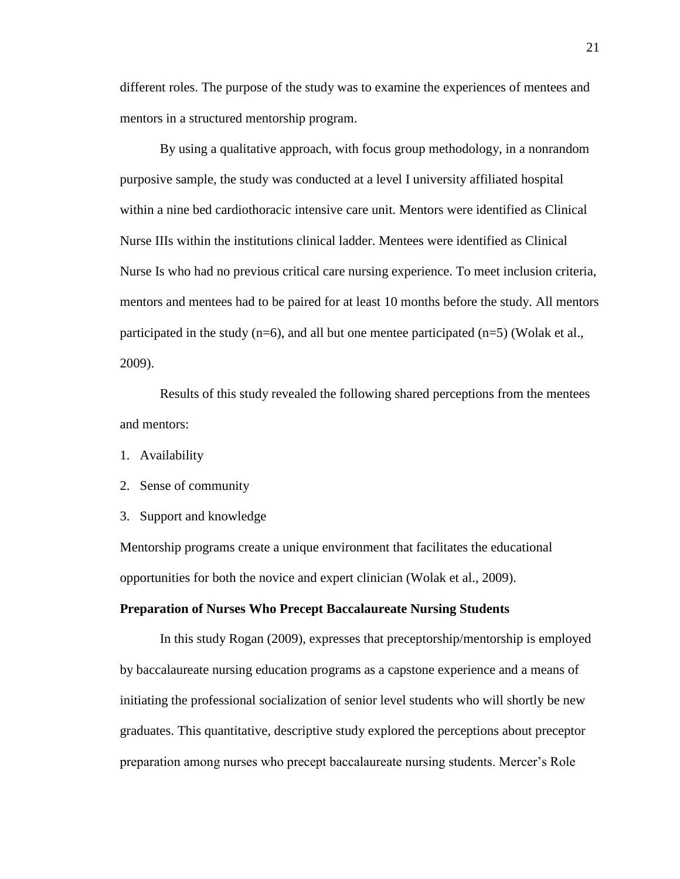different roles. The purpose of the study was to examine the experiences of mentees and mentors in a structured mentorship program.

By using a qualitative approach, with focus group methodology, in a nonrandom purposive sample, the study was conducted at a level I university affiliated hospital within a nine bed cardiothoracic intensive care unit. Mentors were identified as Clinical Nurse IIIs within the institutions clinical ladder. Mentees were identified as Clinical Nurse Is who had no previous critical care nursing experience. To meet inclusion criteria, mentors and mentees had to be paired for at least 10 months before the study. All mentors participated in the study (n=6), and all but one mentee participated (n=5) (Wolak et al., 2009).

Results of this study revealed the following shared perceptions from the mentees and mentors:

1. Availability
2. Sense of community
3. Support and knowledge

Mentorship programs create a unique environment that facilitates the educational opportunities for both the novice and expert clinician (Wolak et al., 2009).

**Preparation of Nurses Who Precept Baccalaureate Nursing Students**

In this study Rogan (2009), expresses that preceptorship/mentorship is employed by baccalaureate nursing education programs as a capstone experience and a means of initiating the professional socialization of senior level students who will shortly be new graduates. This quantitative, descriptive study explored the perceptions about preceptor preparation among nurses who precept baccalaureate nursing students. Mercer's Role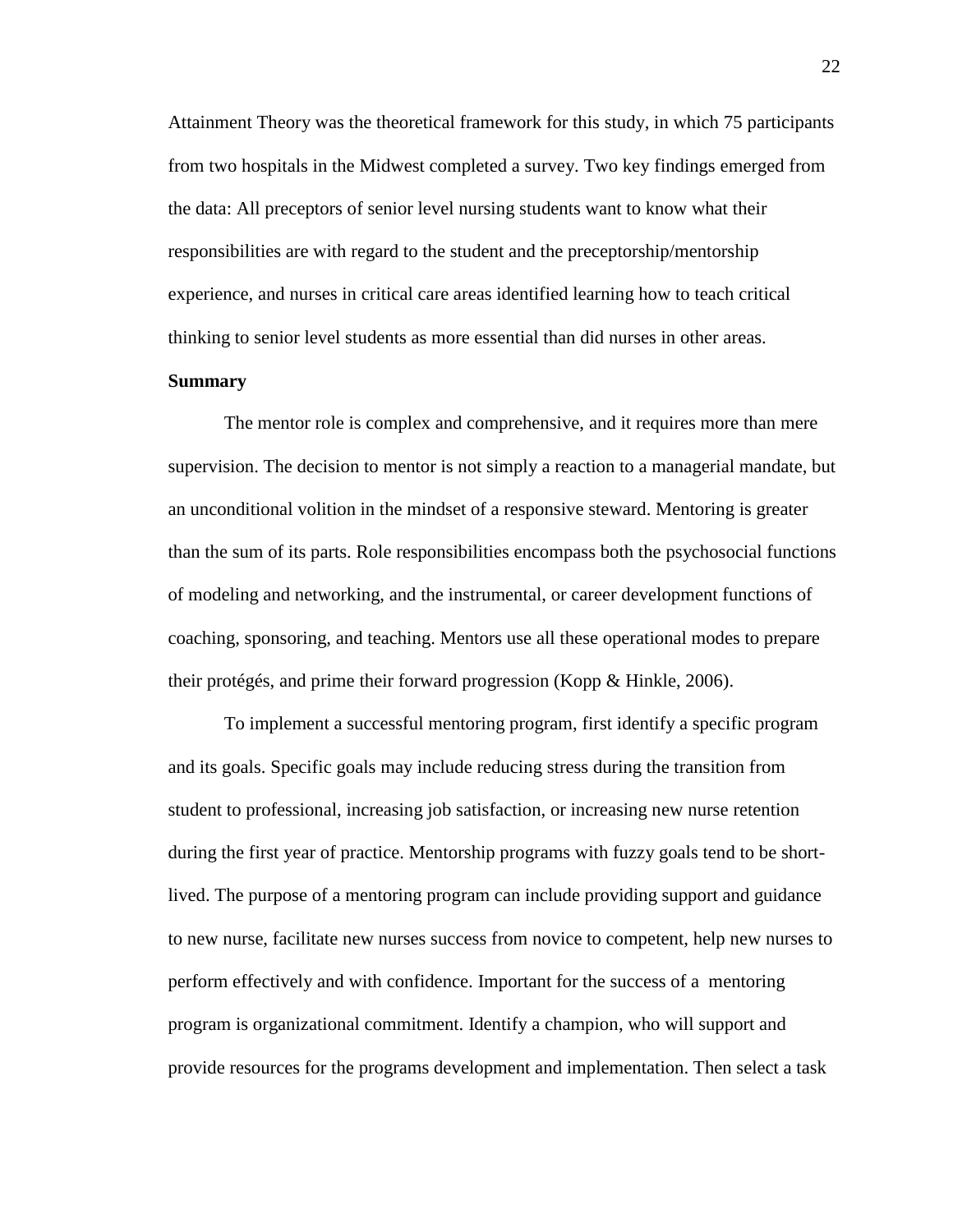Attainment Theory was the theoretical framework for this study, in which 75 participants from two hospitals in the Midwest completed a survey. Two key findings emerged from the data: All preceptors of senior level nursing students want to know what their responsibilities are with regard to the student and the preceptorship/mentorship experience, and nurses in critical care areas identified learning how to teach critical thinking to senior level students as more essential than did nurses in other areas.

**Summary**

The mentor role is complex and comprehensive, and it requires more than mere supervision. The decision to mentor is not simply a reaction to a managerial mandate, but an unconditional volition in the mindset of a responsive steward. Mentoring is greater than the sum of its parts. Role responsibilities encompass both the psychosocial functions of modeling and networking, and the instrumental, or career development functions of coaching, sponsoring, and teaching. Mentors use all these operational modes to prepare their protégés, and prime their forward progression (Kopp & Hinkle, 2006).

To implement a successful mentoring program, first identify a specific program and its goals. Specific goals may include reducing stress during the transition from student to professional, increasing job satisfaction, or increasing new nurse retention during the first year of practice. Mentorship programs with fuzzy goals tend to be short-lived. The purpose of a mentoring program can include providing support and guidance to new nurse, facilitate new nurses success from novice to competent, help new nurses to perform effectively and with confidence. Important for the success of a mentoring program is organizational commitment. Identify a champion, who will support and provide resources for the programs development and implementation. Then select a task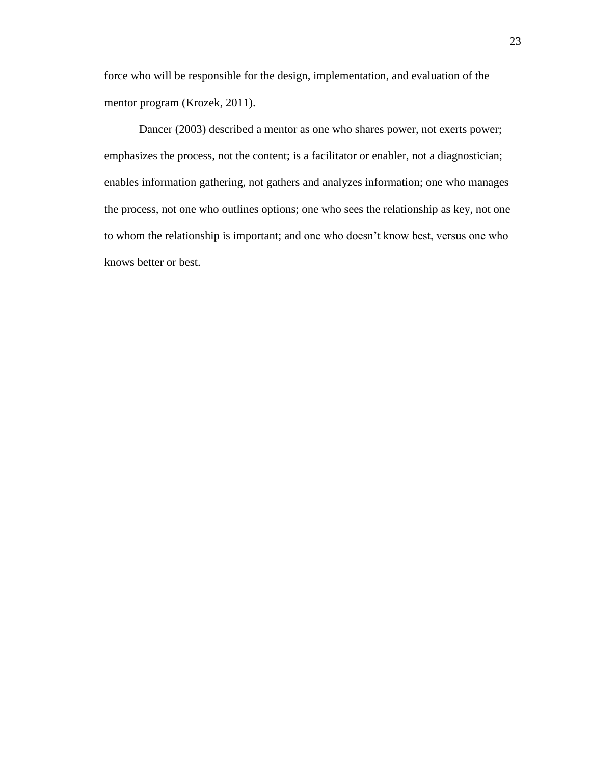force who will be responsible for the design, implementation, and evaluation of the mentor program (Krozek, 2011).

Dancer (2003) described a mentor as one who shares power, not exerts power; emphasizes the process, not the content; is a facilitator or enabler, not a diagnostician; enables information gathering, not gathers and analyzes information; one who manages the process, not one who outlines options; one who sees the relationship as key, not one to whom the relationship is important; and one who doesn't know best, versus one who knows better or best.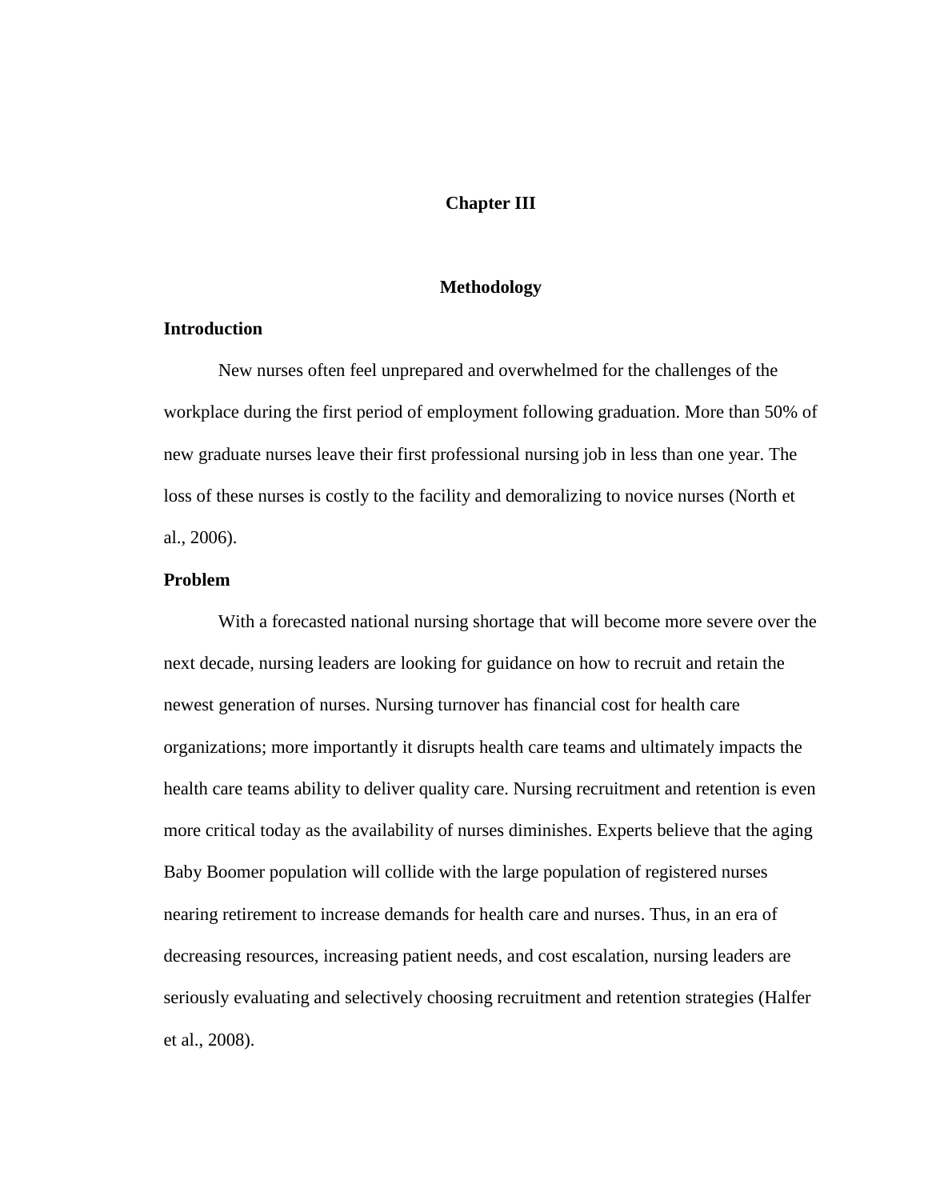# Chapter III

## Methodology

### Introduction

New nurses often feel unprepared and overwhelmed for the challenges of the workplace during the first period of employment following graduation. More than 50% of new graduate nurses leave their first professional nursing job in less than one year. The loss of these nurses is costly to the facility and demoralizing to novice nurses (North et al., 2006).

### Problem

With a forecasted national nursing shortage that will become more severe over the next decade, nursing leaders are looking for guidance on how to recruit and retain the newest generation of nurses. Nursing turnover has financial cost for health care organizations; more importantly it disrupts health care teams and ultimately impacts the health care teams ability to deliver quality care. Nursing recruitment and retention is even more critical today as the availability of nurses diminishes. Experts believe that the aging Baby Boomer population will collide with the large population of registered nurses nearing retirement to increase demands for health care and nurses. Thus, in an era of decreasing resources, increasing patient needs, and cost escalation, nursing leaders are seriously evaluating and selectively choosing recruitment and retention strategies (Halfer et al., 2008).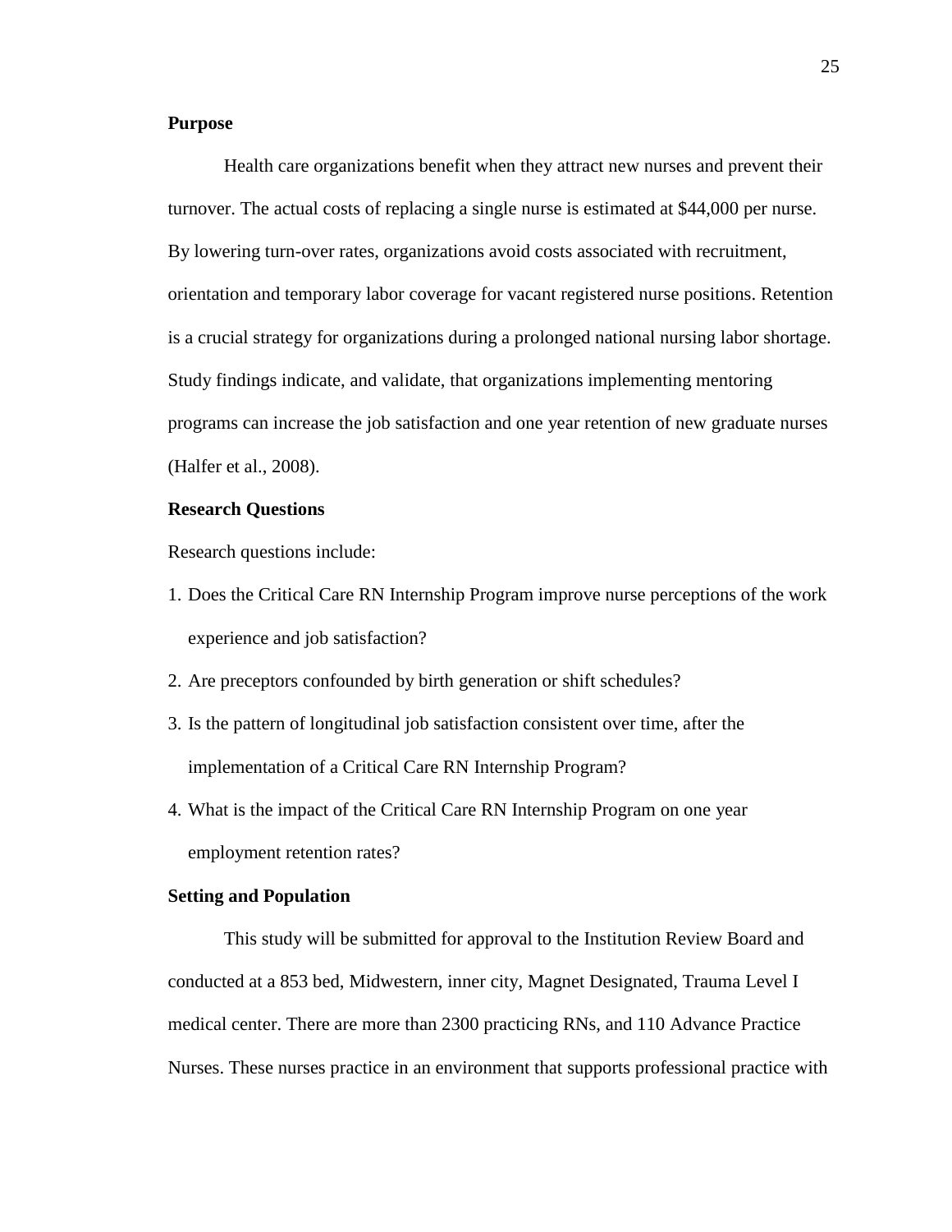**Purpose**

Health care organizations benefit when they attract new nurses and prevent their turnover. The actual costs of replacing a single nurse is estimated at $44,000 per nurse. By lowering turn-over rates, organizations avoid costs associated with recruitment, orientation and temporary labor coverage for vacant registered nurse positions. Retention is a crucial strategy for organizations during a prolonged national nursing labor shortage. Study findings indicate, and validate, that organizations implementing mentoring programs can increase the job satisfaction and one year retention of new graduate nurses (Halfer et al., 2008).

**Research Questions**

Research questions include:

1. Does the Critical Care RN Internship Program improve nurse perceptions of the work experience and job satisfaction?
2. Are preceptors confounded by birth generation or shift schedules?
3. Is the pattern of longitudinal job satisfaction consistent over time, after the implementation of a Critical Care RN Internship Program?
4. What is the impact of the Critical Care RN Internship Program on one year employment retention rates?

**Setting and Population**

This study will be submitted for approval to the Institution Review Board and conducted at a 853 bed, Midwestern, inner city, Magnet Designated, Trauma Level I medical center. There are more than 2300 practicing RNs, and 110 Advance Practice Nurses. These nurses practice in an environment that supports professional practice with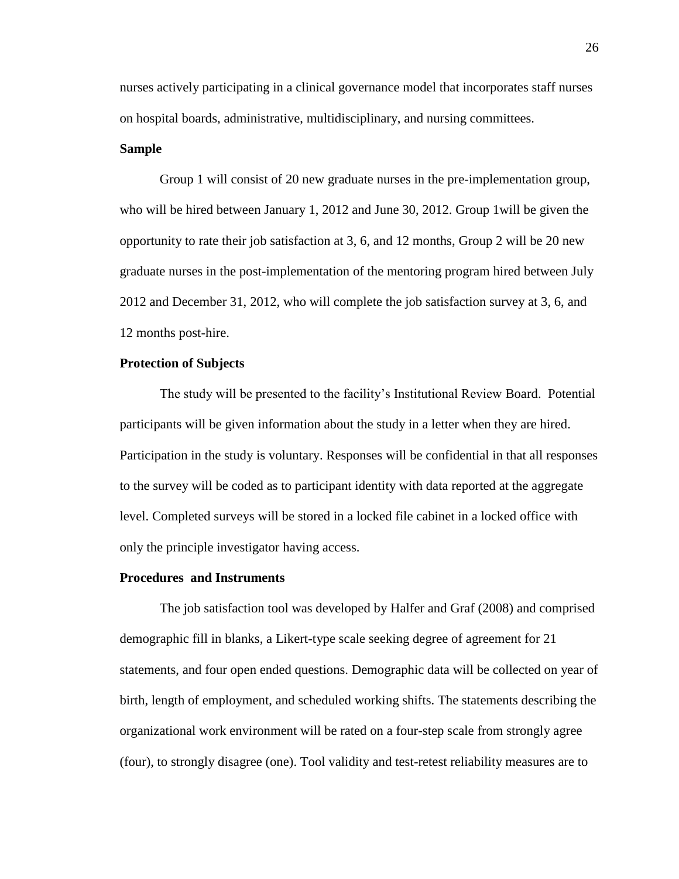nurses actively participating in a clinical governance model that incorporates staff nurses on hospital boards, administrative, multidisciplinary, and nursing committees.

**Sample**

Group 1 will consist of 20 new graduate nurses in the pre-implementation group, who will be hired between January 1, 2012 and June 30, 2012. Group 1will be given the opportunity to rate their job satisfaction at 3, 6, and 12 months, Group 2 will be 20 new graduate nurses in the post-implementation of the mentoring program hired between July 2012 and December 31, 2012, who will complete the job satisfaction survey at 3, 6, and 12 months post-hire.

**Protection of Subjects**

The study will be presented to the facility's Institutional Review Board. Potential participants will be given information about the study in a letter when they are hired. Participation in the study is voluntary. Responses will be confidential in that all responses to the survey will be coded as to participant identity with data reported at the aggregate level. Completed surveys will be stored in a locked file cabinet in a locked office with only the principle investigator having access.

**Procedures and Instruments**

The job satisfaction tool was developed by Halfer and Graf (2008) and comprised demographic fill in blanks, a Likert-type scale seeking degree of agreement for 21 statements, and four open ended questions. Demographic data will be collected on year of birth, length of employment, and scheduled working shifts. The statements describing the organizational work environment will be rated on a four-step scale from strongly agree (four), to strongly disagree (one). Tool validity and test-retest reliability measures are to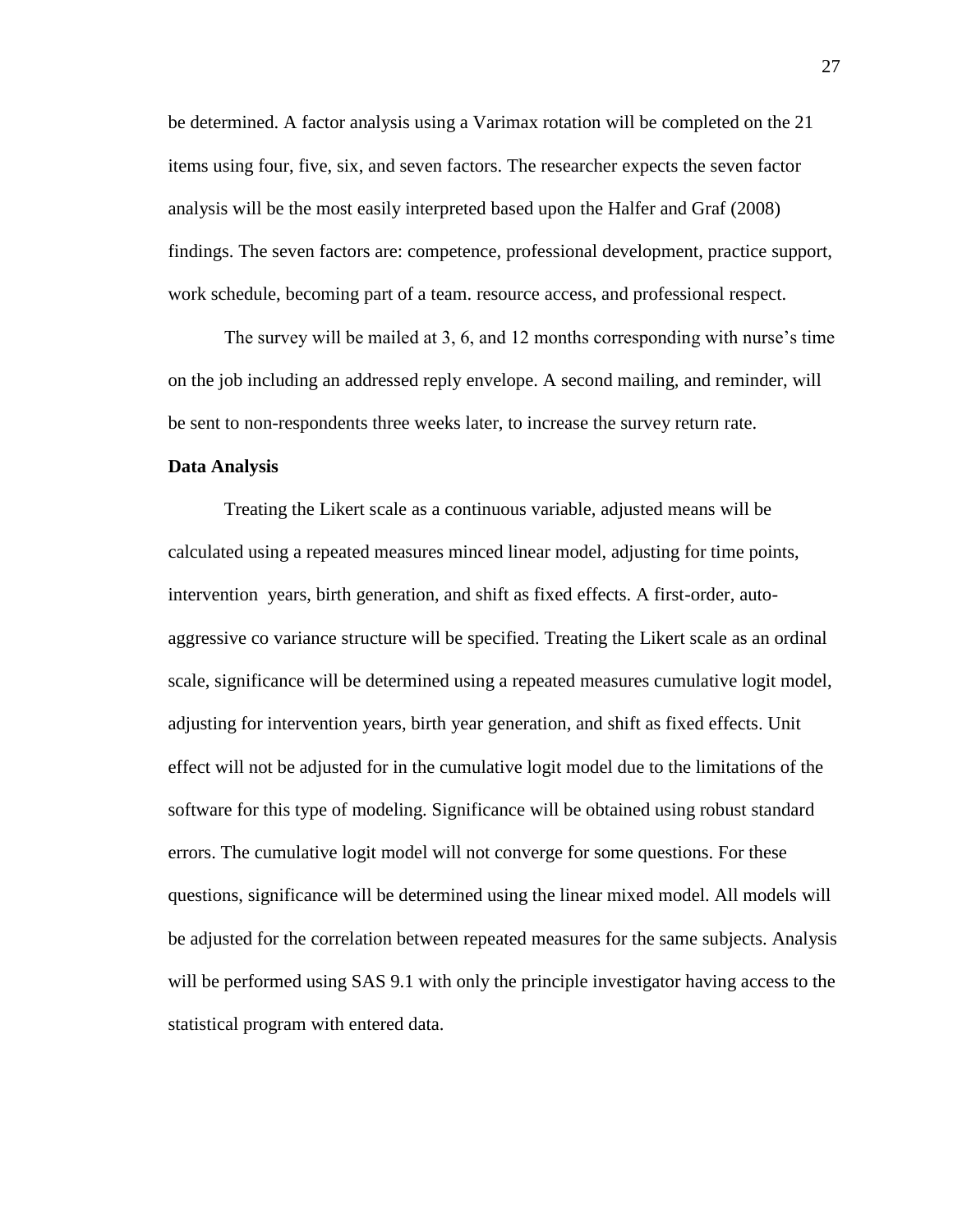be determined. A factor analysis using a Varimax rotation will be completed on the 21 items using four, five, six, and seven factors. The researcher expects the seven factor analysis will be the most easily interpreted based upon the Halfer and Graf (2008) findings. The seven factors are: competence, professional development, practice support, work schedule, becoming part of a team. resource access, and professional respect.

The survey will be mailed at 3, 6, and 12 months corresponding with nurse's time on the job including an addressed reply envelope. A second mailing, and reminder, will be sent to non-respondents three weeks later, to increase the survey return rate.

**Data Analysis**

Treating the Likert scale as a continuous variable, adjusted means will be calculated using a repeated measures minced linear model, adjusting for time points, intervention  years, birth generation, and shift as fixed effects. A first-order, auto-aggressive co variance structure will be specified. Treating the Likert scale as an ordinal scale, significance will be determined using a repeated measures cumulative logit model, adjusting for intervention years, birth year generation, and shift as fixed effects. Unit effect will not be adjusted for in the cumulative logit model due to the limitations of the software for this type of modeling. Significance will be obtained using robust standard errors. The cumulative logit model will not converge for some questions. For these questions, significance will be determined using the linear mixed model. All models will be adjusted for the correlation between repeated measures for the same subjects. Analysis will be performed using SAS 9.1 with only the principle investigator having access to the statistical program with entered data.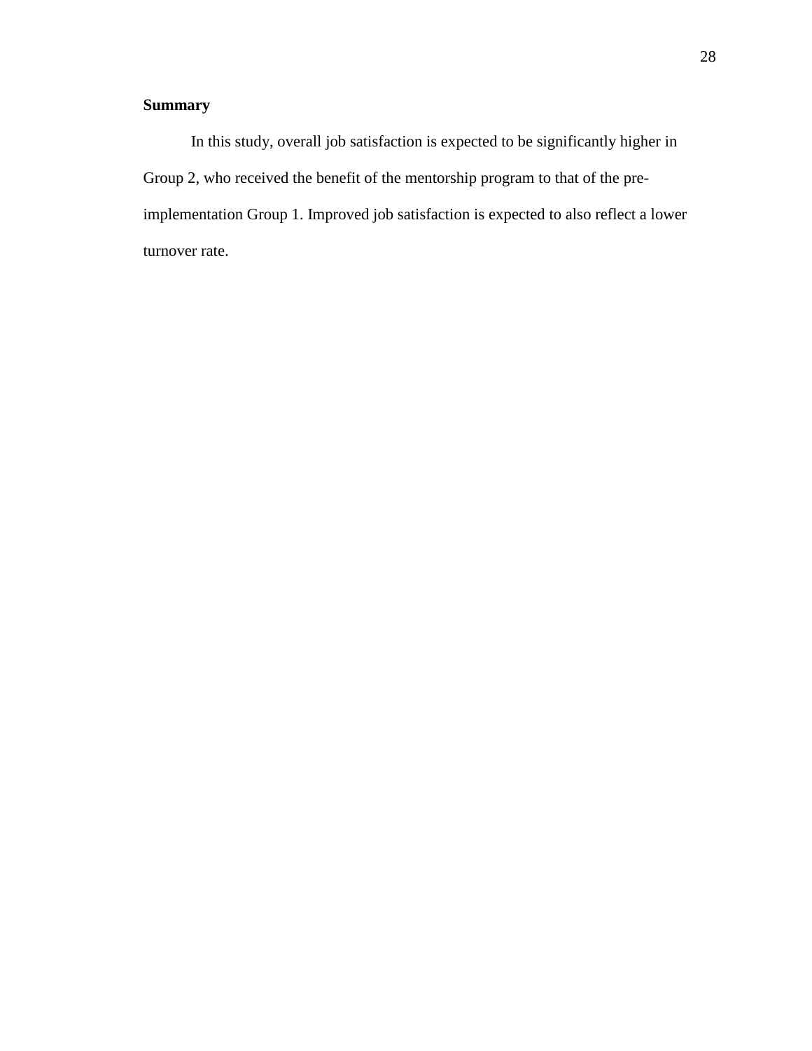## Summary

In this study, overall job satisfaction is expected to be significantly higher in Group 2, who received the benefit of the mentorship program to that of the pre-implementation Group 1. Improved job satisfaction is expected to also reflect a lower turnover rate.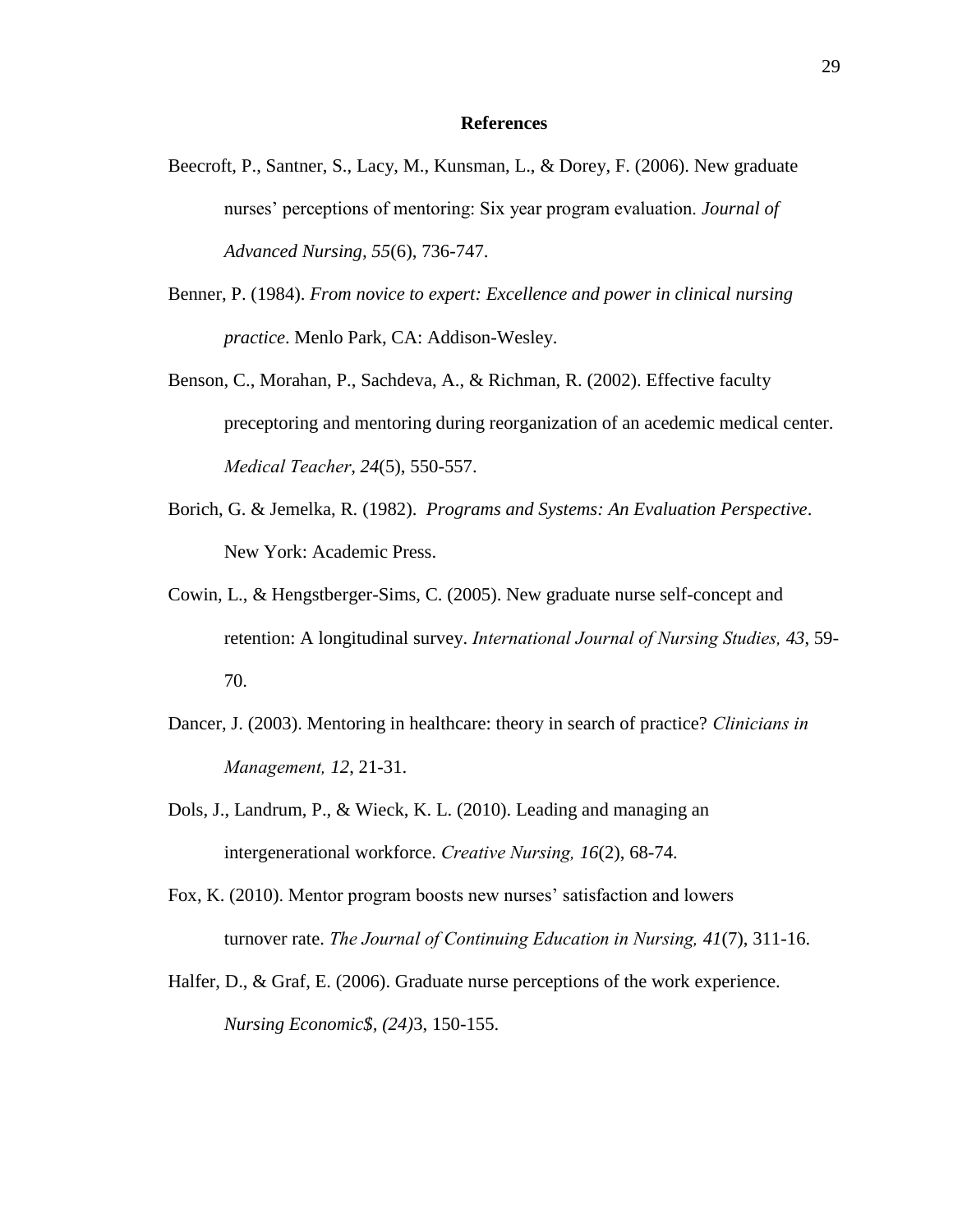**References**

Beecroft, P., Santner, S., Lacy, M., Kunsman, L., & Dorey, F. (2006). New graduate nurses' perceptions of mentoring: Six year program evaluation. *Journal of Advanced Nursing, 55*(6), 736-747.

Benner, P. (1984). *From novice to expert: Excellence and power in clinical nursing practice*. Menlo Park, CA: Addison-Wesley.

Benson, C., Morahan, P., Sachdeva, A., & Richman, R. (2002). Effective faculty preceptoring and mentoring during reorganization of an acedemic medical center. *Medical Teacher, 24*(5), 550-557.

Borich, G. & Jemelka, R. (1982). *Programs and Systems: An Evaluation Perspective*. New York: Academic Press.

Cowin, L., & Hengstberger-Sims, C. (2005). New graduate nurse self-concept and retention: A longitudinal survey. *International Journal of Nursing Studies, 43*, 59-70.

Dancer, J. (2003). Mentoring in healthcare: theory in search of practice? *Clinicians in Management, 12*, 21-31.

Dols, J., Landrum, P., & Wieck, K. L. (2010). Leading and managing an intergenerational workforce. *Creative Nursing, 16*(2), 68-74.

Fox, K. (2010). Mentor program boosts new nurses' satisfaction and lowers turnover rate. *The Journal of Continuing Education in Nursing, 41*(7), 311-16.

Halfer, D., & Graf, E. (2006). Graduate nurse perceptions of the work experience. *Nursing Economic$, (24)*3, 150-155.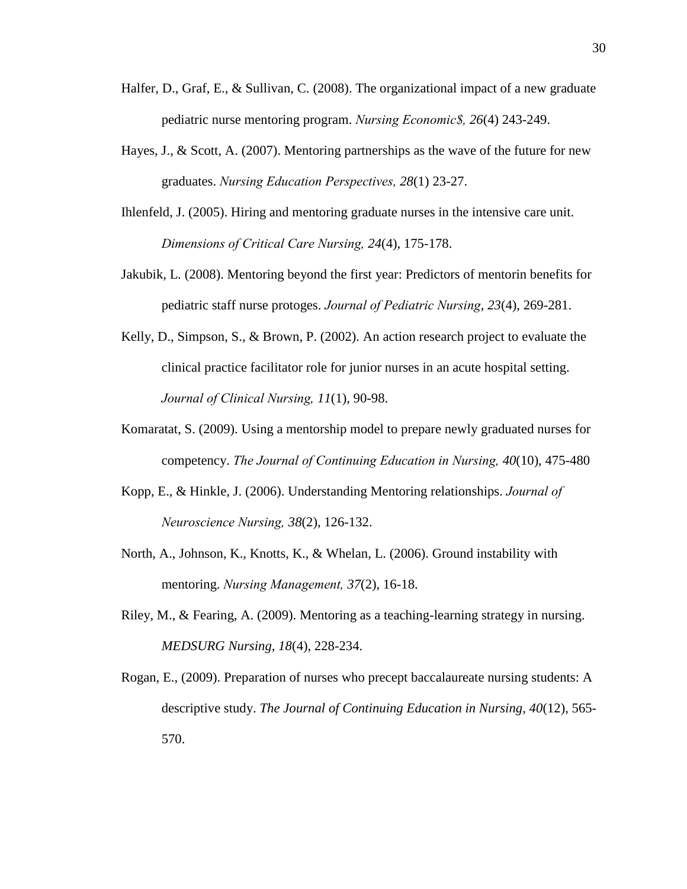Halfer, D., Graf, E., & Sullivan, C. (2008). The organizational impact of a new graduate pediatric nurse mentoring program. *Nursing Economic$, 26*(4) 243-249.

Hayes, J., & Scott, A. (2007). Mentoring partnerships as the wave of the future for new graduates. *Nursing Education Perspectives, 28*(1) 23-27.

Ihlenfeld, J. (2005). Hiring and mentoring graduate nurses in the intensive care unit. *Dimensions of Critical Care Nursing, 24*(4), 175-178.

Jakubik, L. (2008). Mentoring beyond the first year: Predictors of mentorin benefits for pediatric staff nurse protoges. *Journal of Pediatric Nursing*, *23*(4), 269-281.

Kelly, D., Simpson, S., & Brown, P. (2002). An action research project to evaluate the clinical practice facilitator role for junior nurses in an acute hospital setting. *Journal of Clinical Nursing, 11*(1), 90-98.

Komaratat, S. (2009). Using a mentorship model to prepare newly graduated nurses for competency. *The Journal of Continuing Education in Nursing, 40*(10), 475-480

Kopp, E., & Hinkle, J. (2006). Understanding Mentoring relationships. *Journal of Neuroscience Nursing, 38*(2), 126-132.

North, A., Johnson, K., Knotts, K., & Whelan, L. (2006). Ground instability with mentoring. *Nursing Management, 37*(2), 16-18.

Riley, M., & Fearing, A. (2009). Mentoring as a teaching-learning strategy in nursing. *MEDSURG Nursing, 18*(4), 228-234.

Rogan, E., (2009). Preparation of nurses who precept baccalaureate nursing students: A descriptive study. *The Journal of Continuing Education in Nursing*, *40*(12), 565-570.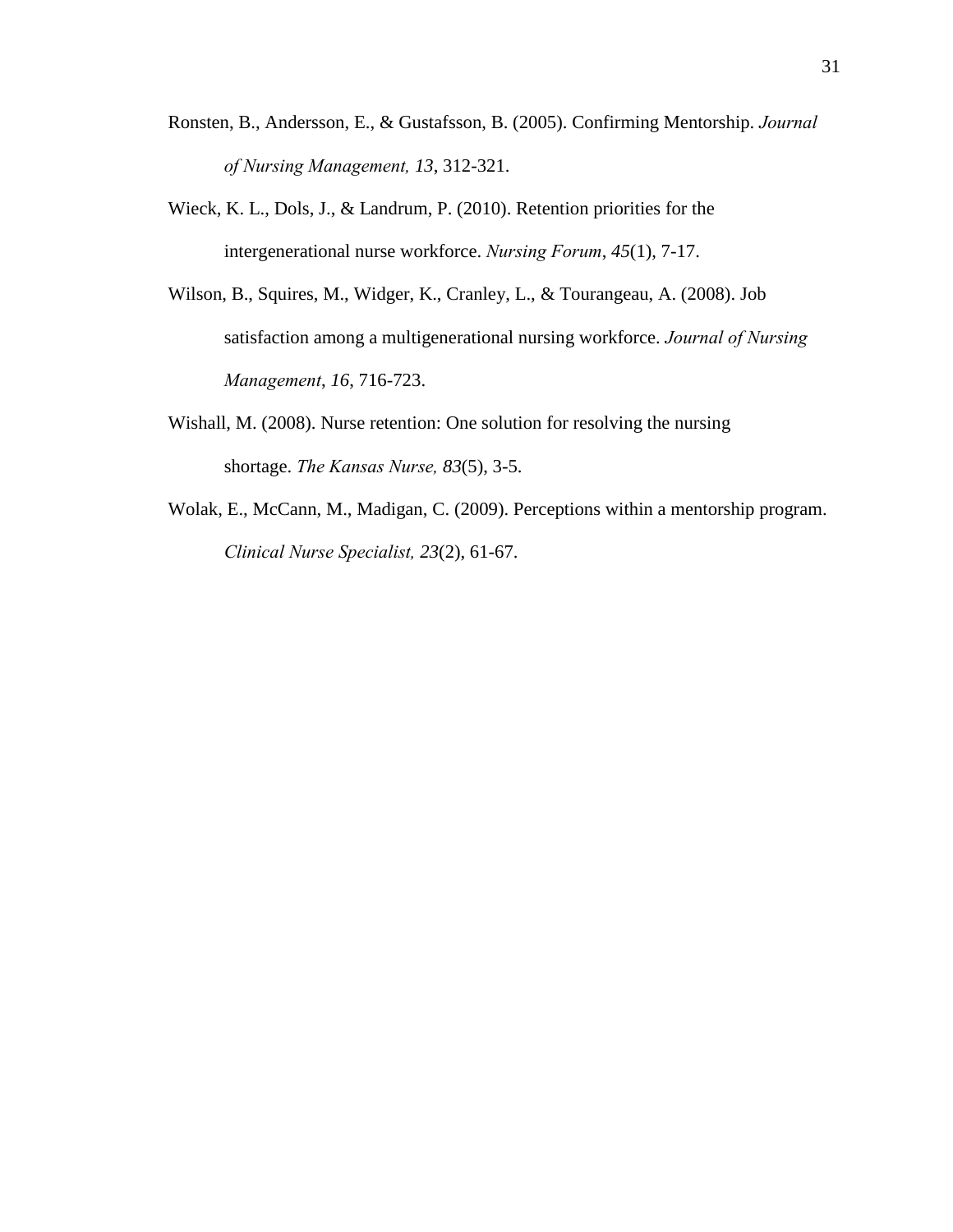Ronsten, B., Andersson, E., & Gustafsson, B. (2005). Confirming Mentorship. *Journal of Nursing Management, 13*, 312-321.

Wieck, K. L., Dols, J., & Landrum, P. (2010). Retention priorities for the intergenerational nurse workforce. *Nursing Forum*, *45*(1), 7-17.

Wilson, B., Squires, M., Widger, K., Cranley, L., & Tourangeau, A. (2008). Job satisfaction among a multigenerational nursing workforce. *Journal of Nursing Management*, *16*, 716-723.

Wishall, M. (2008). Nurse retention: One solution for resolving the nursing shortage. *The Kansas Nurse, 83*(5), 3-5.

Wolak, E., McCann, M., Madigan, C. (2009). Perceptions within a mentorship program. *Clinical Nurse Specialist, 23*(2), 61-67.